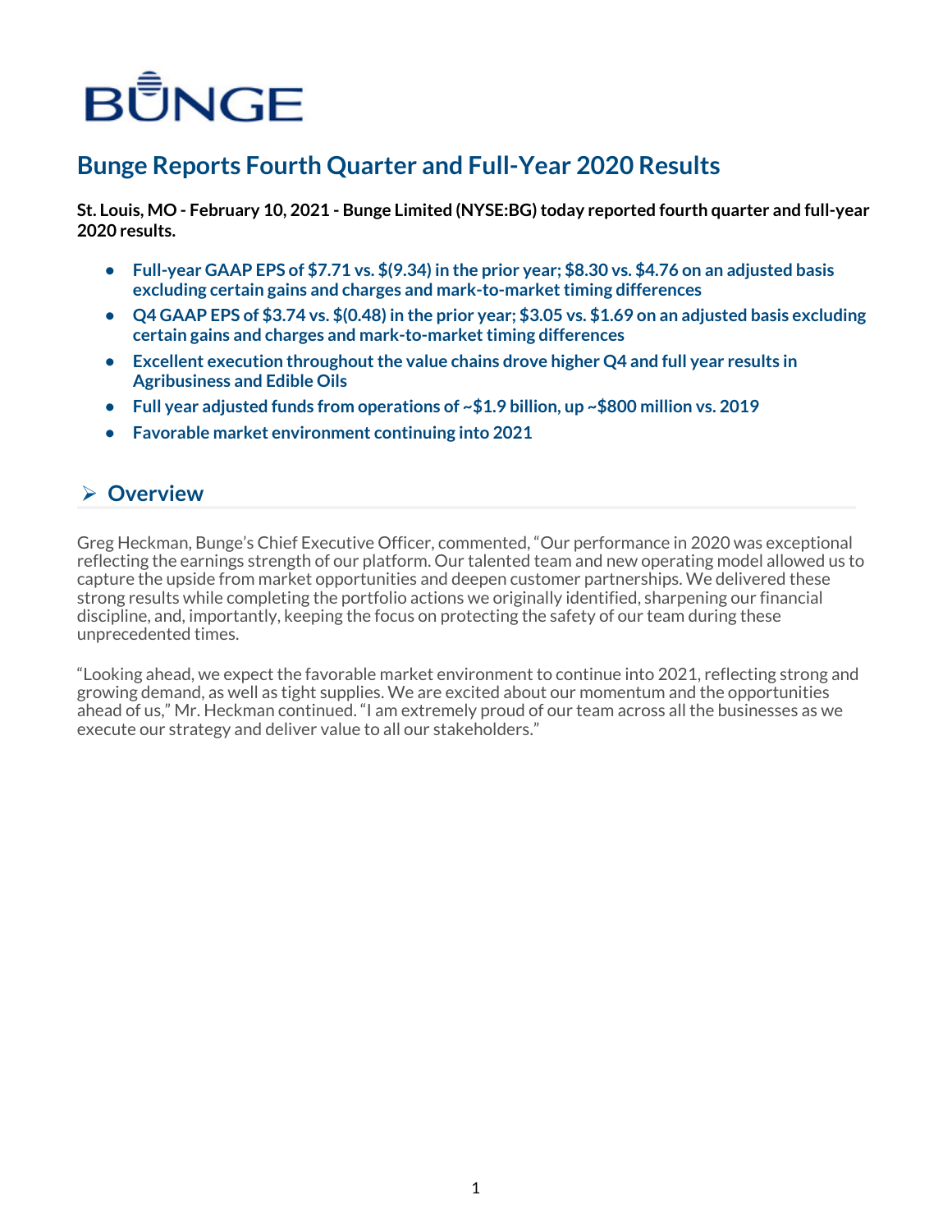BUNGE

# Bunge Reports Fourth Quarter and Full-Year 2020 Results

**St. Louis, MO - February 10, 2021 - Bunge Limited (NYSE:BG) today reported fourth quarter and full-year 2020 results.**

- **Full-year GAAP EPS of $7.71 vs. $(9.34) in the prior year; $8.30 vs. $4.76 on an adjusted basis excluding certain gains and charges and mark-to-market timing differences**
- **Q4 GAAP EPS of $3.74 vs. $(0.48) in the prior year; $3.05 vs. $1.69 on an adjusted basis excluding certain gains and charges and mark-to-market timing differences**
- **Excellent execution throughout the value chains drove higher Q4 and full year results in Agribusiness and Edible Oils**
- **Full year adjusted funds from operations of ~$1.9 billion, up ~$800 million vs. 2019**
- **Favorable market environment continuing into 2021**

## ➢ Overview

Greg Heckman, Bunge's Chief Executive Officer, commented, "Our performance in 2020 was exceptional reflecting the earnings strength of our platform. Our talented team and new operating model allowed us to capture the upside from market opportunities and deepen customer partnerships. We delivered these strong results while completing the portfolio actions we originally identified, sharpening our financial discipline, and, importantly, keeping the focus on protecting the safety of our team during these unprecedented times.

"Looking ahead, we expect the favorable market environment to continue into 2021, reflecting strong and growing demand, as well as tight supplies. We are excited about our momentum and the opportunities ahead of us," Mr. Heckman continued. "I am extremely proud of our team across all the businesses as we execute our strategy and deliver value to all our stakeholders."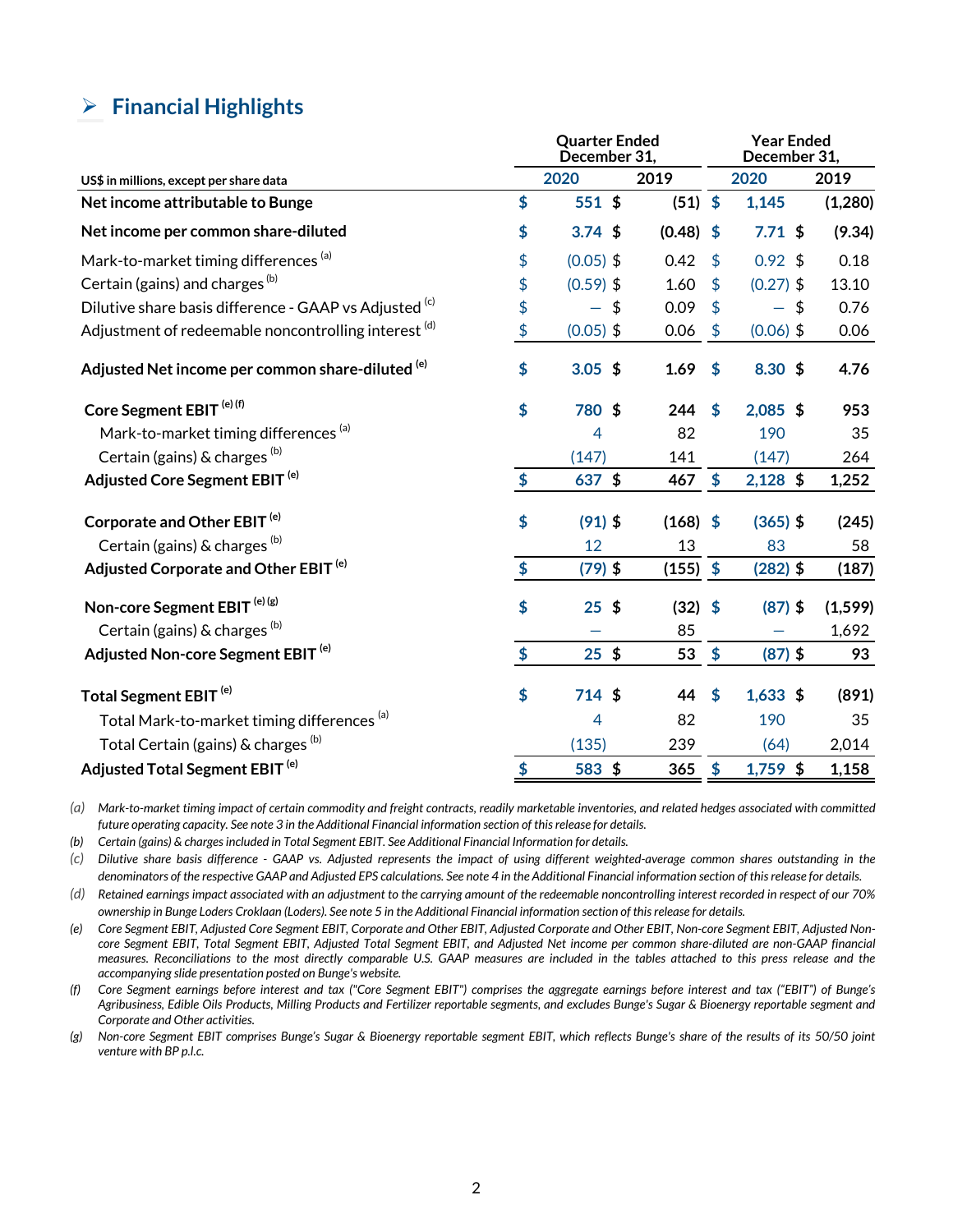## ➢ Financial Highlights

| US$ in millions, except per share data | Quarter Ended December 31, 2020 | Quarter Ended December 31, 2019 | Year Ended December 31, 2020 | Year Ended December 31, 2019 |
|---|---|---|---|---|
| **Net income attributable to Bunge** | **$ 551** | **$ (51)** | **$ 1,145** | **(1,280)** |
| **Net income per common share-diluted** | **$ 3.74** | **$ (0.48)** | **$ 7.71** | **$ (9.34)** |
| Mark-to-market timing differences [(a)] | $ (0.05) | $ 0.42 | $ 0.92 | $ 0.18 |
| Certain (gains) and charges [(b)] | $ (0.59) | $ 1.60 | $ (0.27) | $ 13.10 |
| Dilutive share basis difference - GAAP vs Adjusted [(c)] | $ — | $ 0.09 | $ — | $ 0.76 |
| Adjustment of redeemable noncontrolling interest [(d)] | $ (0.05) | $ 0.06 | $ (0.06) | $ 0.06 |
| **Adjusted Net income per common share-diluted [(e)]** | **$ 3.05** | **$ 1.69** | **$ 8.30** | **$ 4.76** |
| **Core Segment EBIT [(e)(f)]** | **$ 780** | **$ 244** | **$ 2,085** | **$ 953** |
| Mark-to-market timing differences [(a)] | 4 | 82 | 190 | 35 |
| Certain (gains) & charges [(b)] | (147) | 141 | (147) | 264 |
| **Adjusted Core Segment EBIT [(e)]** | **$ 637** | **$ 467** | **$ 2,128** | **$ 1,252** |
| **Corporate and Other EBIT [(e)]** | **$ (91)** | **$ (168)** | **$ (365)** | **$ (245)** |
| Certain (gains) & charges [(b)] | 12 | 13 | 83 | 58 |
| **Adjusted Corporate and Other EBIT [(e)]** | **$ (79)** | **$ (155)** | **$ (282)** | **$ (187)** |
| **Non-core Segment EBIT [(e)(g)]** | **$ 25** | **$ (32)** | **$ (87)** | **$ (1,599)** |
| Certain (gains) & charges [(b)] | — | 85 | — | 1,692 |
| **Adjusted Non-core Segment EBIT [(e)]** | **$ 25** | **$ 53** | **$ (87)** | **$ 93** |
| **Total Segment EBIT [(e)]** | **$ 714** | **$ 44** | **$ 1,633** | **$ (891)** |
| Total Mark-to-market timing differences [(a)] | 4 | 82 | 190 | 35 |
| Total Certain (gains) & charges [(b)] | (135) | 239 | (64) | 2,014 |
| **Adjusted Total Segment EBIT [(e)]** | **$ 583** | **$ 365** | **$ 1,759** | **$ 1,158** |

*(a) Mark-to-market timing impact of certain commodity and freight contracts, readily marketable inventories, and related hedges associated with committed future operating capacity. See note 3 in the Additional Financial information section of this release for details.*

*(b) Certain (gains) & charges included in Total Segment EBIT. See Additional Financial Information for details.*

*(c) Dilutive share basis difference - GAAP vs. Adjusted represents the impact of using different weighted-average common shares outstanding in the denominators of the respective GAAP and Adjusted EPS calculations. See note 4 in the Additional Financial information section of this release for details.*

*(d) Retained earnings impact associated with an adjustment to the carrying amount of the redeemable noncontrolling interest recorded in respect of our 70% ownership in Bunge Loders Croklaan (Loders). See note 5 in the Additional Financial information section of this release for details.*

*(e) Core Segment EBIT, Adjusted Core Segment EBIT, Corporate and Other EBIT, Adjusted Corporate and Other EBIT, Non-core Segment EBIT, Adjusted Non-core Segment EBIT, Total Segment EBIT, Adjusted Total Segment EBIT, and Adjusted Net income per common share-diluted are non-GAAP financial measures. Reconciliations to the most directly comparable U.S. GAAP measures are included in the tables attached to this press release and the accompanying slide presentation posted on Bunge's website.*

*(f) Core Segment earnings before interest and tax ("Core Segment EBIT") comprises the aggregate earnings before interest and tax ("EBIT") of Bunge's Agribusiness, Edible Oils Products, Milling Products and Fertilizer reportable segments, and excludes Bunge's Sugar & Bioenergy reportable segment and Corporate and Other activities.*

*(g) Non-core Segment EBIT comprises Bunge's Sugar & Bioenergy reportable segment EBIT, which reflects Bunge's share of the results of its 50/50 joint venture with BP p.l.c.*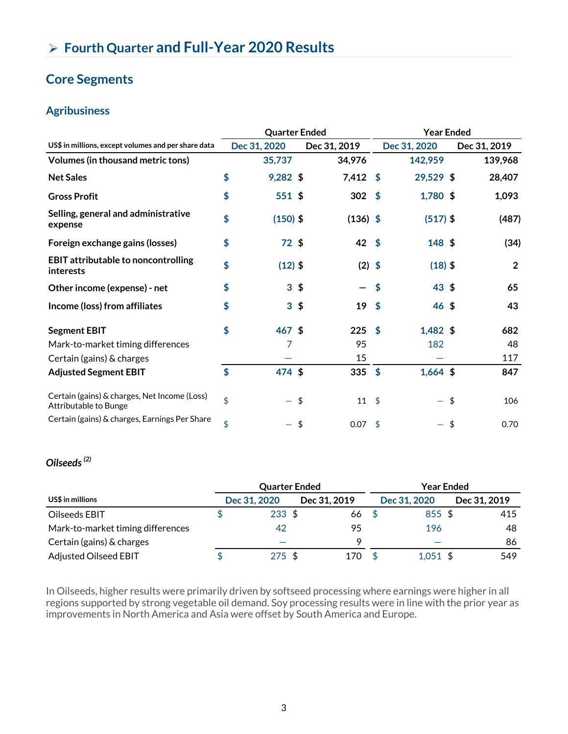## ➢ Fourth Quarter and Full-Year 2020 Results

## Core Segments

### Agribusiness

| US$ in millions, except volumes and per share data | Quarter Ended | | Year Ended | |
|---|---|---|---|---|
| | Dec 31, 2020 | Dec 31, 2019 | Dec 31, 2020 | Dec 31, 2019 |
| **Volumes (in thousand metric tons)** | 35,737 | 34,976 | 142,959 | 139,968 |
| **Net Sales** | $ 9,282 | $ 7,412 | $ 29,529 | $ 28,407 |
| **Gross Profit** | $ 551 | $ 302 | $ 1,780 | $ 1,093 |
| **Selling, general and administrative expense** | $ (150) | $ (136) | $ (517) | $ (487) |
| **Foreign exchange gains (losses)** | $ 72 | $ 42 | $ 148 | $ (34) |
| **EBIT attributable to noncontrolling interests** | $ (12) | $ (2) | $ (18) | $ 2 |
| **Other income (expense) - net** | $ 3 | $ — | $ 43 | $ 65 |
| **Income (loss) from affiliates** | $ 3 | $ 19 | $ 46 | $ 43 |
| **Segment EBIT** | $ 467 | $ 225 | $ 1,482 | $ 682 |
| Mark-to-market timing differences | 7 | 95 | 182 | 48 |
| Certain (gains) & charges | — | 15 | — | 117 |
| **Adjusted Segment EBIT** | $ 474 | $ 335 | $ 1,664 | $ 847 |
| Certain (gains) & charges, Net Income (Loss) Attributable to Bunge | $ — | $ 11 | $ — | $ 106 |
| Certain (gains) & charges, Earnings Per Share | $ — | $ 0.07 | $ — | $ 0.70 |

*Oilseeds* [(2)]

| US$ in millions | Quarter Ended | | Year Ended | |
|---|---|---|---|---|
| | Dec 31, 2020 | Dec 31, 2019 | Dec 31, 2020 | Dec 31, 2019 |
| Oilseeds EBIT | $ 233 | $ 66 | $ 855 | $ 415 |
| Mark-to-market timing differences | 42 | 95 | 196 | 48 |
| Certain (gains) & charges | — | 9 | — | 86 |
| Adjusted Oilseed EBIT | $ 275 | $ 170 | $ 1,051 | $ 549 |

In Oilseeds, higher results were primarily driven by softseed processing where earnings were higher in all regions supported by strong vegetable oil demand. Soy processing results were in line with the prior year as improvements in North America and Asia were offset by South America and Europe.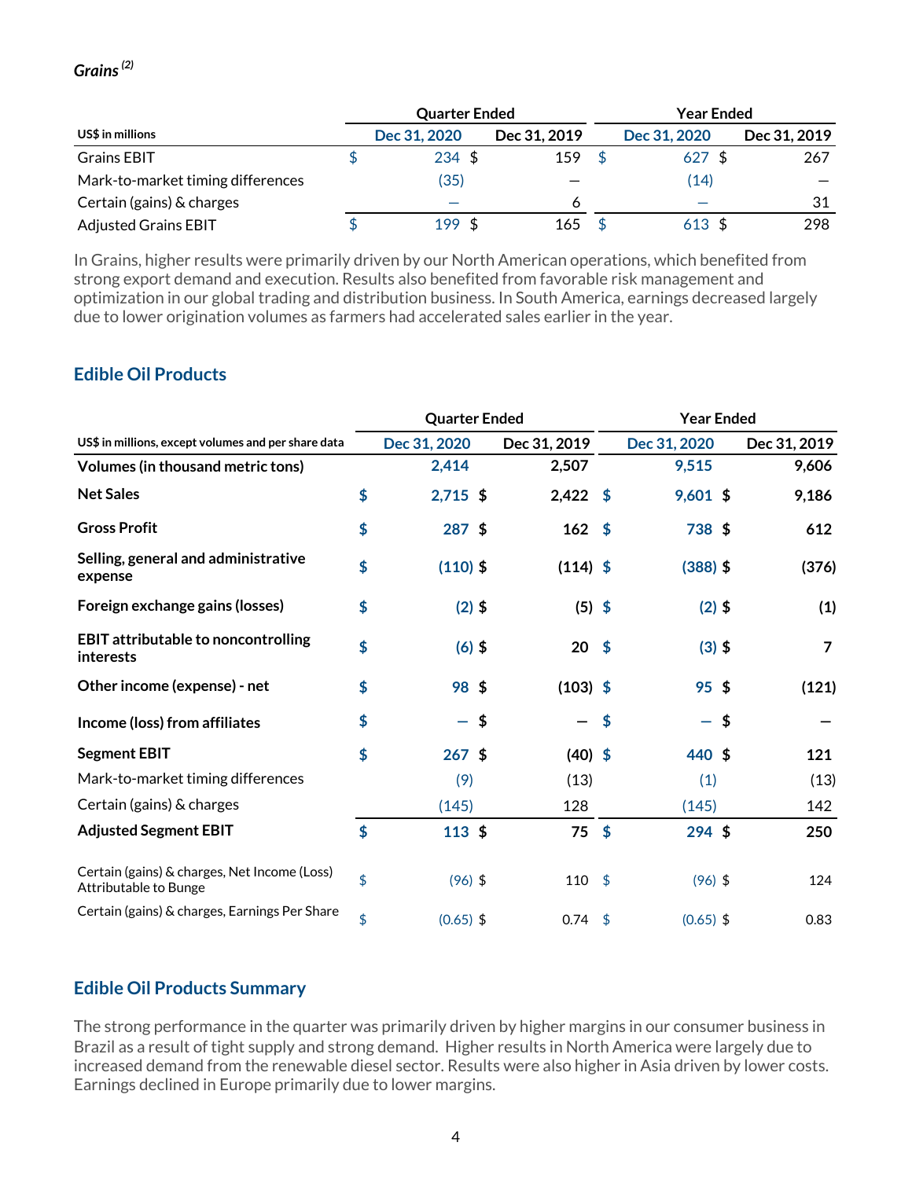*Grains* [(2)]

| US$ in millions | Quarter Ended | | Year Ended | |
|---|---|---|---|---|
| | Dec 31, 2020 | Dec 31, 2019 | Dec 31, 2020 | Dec 31, 2019 |
| Grains EBIT | $ 234 | $ 159 | $ 627 | $ 267 |
| Mark-to-market timing differences | (35) | — | (14) | — |
| Certain (gains) & charges | — | 6 | — | 31 |
| Adjusted Grains EBIT | $ 199 | $ 165 | $ 613 | $ 298 |

In Grains, higher results were primarily driven by our North American operations, which benefited from strong export demand and execution. Results also benefited from favorable risk management and optimization in our global trading and distribution business. In South America, earnings decreased largely due to lower origination volumes as farmers had accelerated sales earlier in the year.

## Edible Oil Products

| US$ in millions, except volumes and per share data | Quarter Ended | | Year Ended | |
|---|---|---|---|---|
| | Dec 31, 2020 | Dec 31, 2019 | Dec 31, 2020 | Dec 31, 2019 |
| **Volumes (in thousand metric tons)** | **2,414** | **2,507** | **9,515** | **9,606** |
| **Net Sales** | **$ 2,715** | **$ 2,422** | **$ 9,601** | **$ 9,186** |
| **Gross Profit** | **$ 287** | **$ 162** | **$ 738** | **$ 612** |
| **Selling, general and administrative expense** | **$ (110)** | **$ (114)** | **$ (388)** | **$ (376)** |
| **Foreign exchange gains (losses)** | **$ (2)** | **$ (5)** | **$ (2)** | **$ (1)** |
| **EBIT attributable to noncontrolling interests** | **$ (6)** | **$ 20** | **$ (3)** | **$ 7** |
| **Other income (expense) - net** | **$ 98** | **$ (103)** | **$ 95** | **$ (121)** |
| **Income (loss) from affiliates** | **$ —** | **$ —** | **$ —** | **$ —** |
| **Segment EBIT** | **$ 267** | **$ (40)** | **$ 440** | **$ 121** |
| Mark-to-market timing differences | (9) | (13) | (1) | (13) |
| Certain (gains) & charges | (145) | 128 | (145) | 142 |
| **Adjusted Segment EBIT** | **$ 113** | **$ 75** | **$ 294** | **$ 250** |
| Certain (gains) & charges, Net Income (Loss) Attributable to Bunge | $ (96) | $ 110 | $ (96) | $ 124 |
| Certain (gains) & charges, Earnings Per Share | $ (0.65) | $ 0.74 | $ (0.65) | $ 0.83 |

## Edible Oil Products Summary

The strong performance in the quarter was primarily driven by higher margins in our consumer business in Brazil as a result of tight supply and strong demand. Higher results in North America were largely due to increased demand from the renewable diesel sector. Results were also higher in Asia driven by lower costs. Earnings declined in Europe primarily due to lower margins.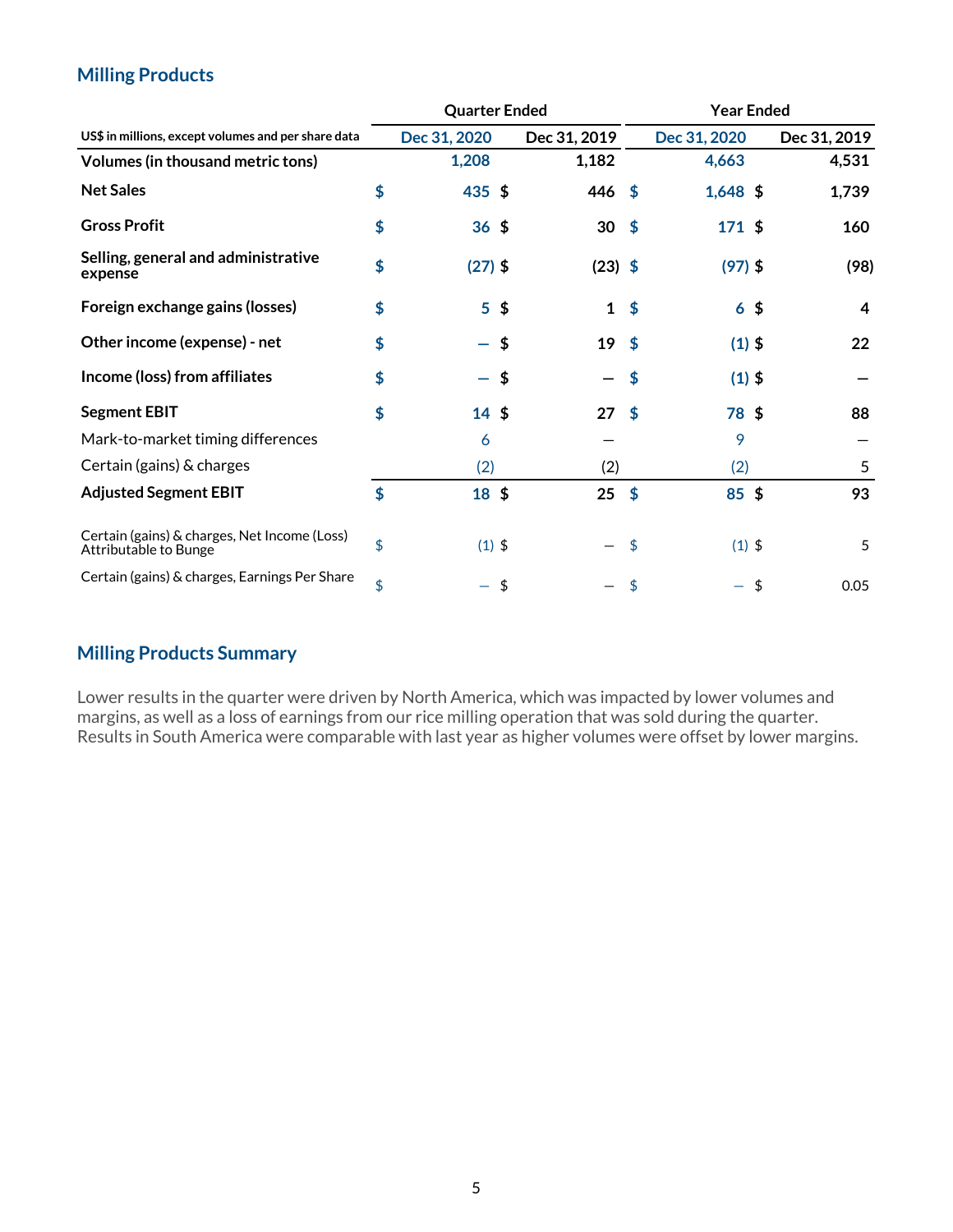## Milling Products

| US$ in millions, except volumes and per share data | Quarter Ended | | Year Ended | |
|---|---|---|---|---|
| | Dec 31, 2020 | Dec 31, 2019 | Dec 31, 2020 | Dec 31, 2019 |
| **Volumes (in thousand metric tons)** | 1,208 | 1,182 | 4,663 | 4,531 |
| **Net Sales** | $ 435 | $ 446 | $ 1,648 | $ 1,739 |
| **Gross Profit** | $ 36 | $ 30 | $ 171 | $ 160 |
| **Selling, general and administrative expense** | $ (27) | $ (23) | $ (97) | $ (98) |
| **Foreign exchange gains (losses)** | $ 5 | $ 1 | $ 6 | $ 4 |
| **Other income (expense) - net** | $ — | $ 19 | $ (1) | $ 22 |
| **Income (loss) from affiliates** | $ — | $ — | $ (1) | $ — |
| **Segment EBIT** | $ 14 | $ 27 | $ 78 | $ 88 |
| Mark-to-market timing differences | 6 | — | 9 | — |
| Certain (gains) & charges | (2) | (2) | (2) | 5 |
| **Adjusted Segment EBIT** | $ 18 | $ 25 | $ 85 | $ 93 |
| Certain (gains) & charges, Net Income (Loss) Attributable to Bunge | $ (1) | $ — | $ (1) | $ 5 |
| Certain (gains) & charges, Earnings Per Share | $ — | $ — | $ — | $ 0.05 |

## Milling Products Summary

Lower results in the quarter were driven by North America, which was impacted by lower volumes and margins, as well as a loss of earnings from our rice milling operation that was sold during the quarter. Results in South America were comparable with last year as higher volumes were offset by lower margins.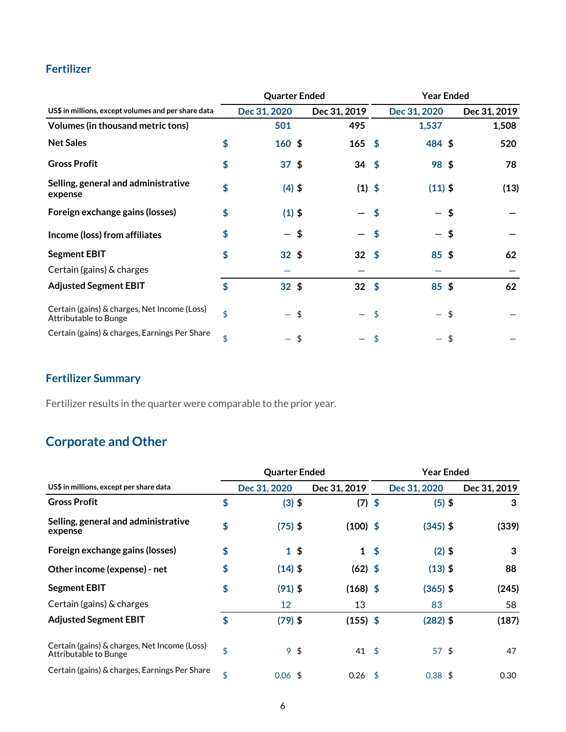## Fertilizer

| US$ in millions, except volumes and per share data | Quarter Ended | | Year Ended | |
|---|---|---|---|---|
| | Dec 31, 2020 | Dec 31, 2019 | Dec 31, 2020 | Dec 31, 2019 |
| **Volumes (in thousand metric tons)** | 501 | 495 | 1,537 | 1,508 |
| **Net Sales** | $ 160 | $ 165 | $ 484 | $ 520 |
| **Gross Profit** | $ 37 | $ 34 | $ 98 | $ 78 |
| **Selling, general and administrative expense** | $ (4) | $ (1) | $ (11) | $ (13) |
| **Foreign exchange gains (losses)** | $ (1) | $ — | $ — | $ — |
| **Income (loss) from affiliates** | $ — | $ — | $ — | $ — |
| **Segment EBIT** | $ 32 | $ 32 | $ 85 | $ 62 |
| Certain (gains) & charges | — | — | — | — |
| **Adjusted Segment EBIT** | $ 32 | $ 32 | $ 85 | $ 62 |
| Certain (gains) & charges, Net Income (Loss) Attributable to Bunge | $ — | $ — | $ — | $ — |
| Certain (gains) & charges, Earnings Per Share | $ — | $ — | $ — | $ — |

### Fertilizer Summary

Fertilizer results in the quarter were comparable to the prior year.

## Corporate and Other

| US$ in millions, except per share data | Quarter Ended | | Year Ended | |
|---|---|---|---|---|
| | Dec 31, 2020 | Dec 31, 2019 | Dec 31, 2020 | Dec 31, 2019 |
| **Gross Profit** | $ (3) | $ (7) | $ (5) | $ 3 |
| **Selling, general and administrative expense** | $ (75) | $ (100) | $ (345) | $ (339) |
| **Foreign exchange gains (losses)** | $ 1 | $ 1 | $ (2) | $ 3 |
| **Other income (expense) - net** | $ (14) | $ (62) | $ (13) | $ 88 |
| **Segment EBIT** | $ (91) | $ (168) | $ (365) | $ (245) |
| Certain (gains) & charges | 12 | 13 | 83 | 58 |
| **Adjusted Segment EBIT** | $ (79) | $ (155) | $ (282) | $ (187) |
| Certain (gains) & charges, Net Income (Loss) Attributable to Bunge | $ 9 | $ 41 | $ 57 | $ 47 |
| Certain (gains) & charges, Earnings Per Share | $ 0.06 | $ 0.26 | $ 0.38 | $ 0.30 |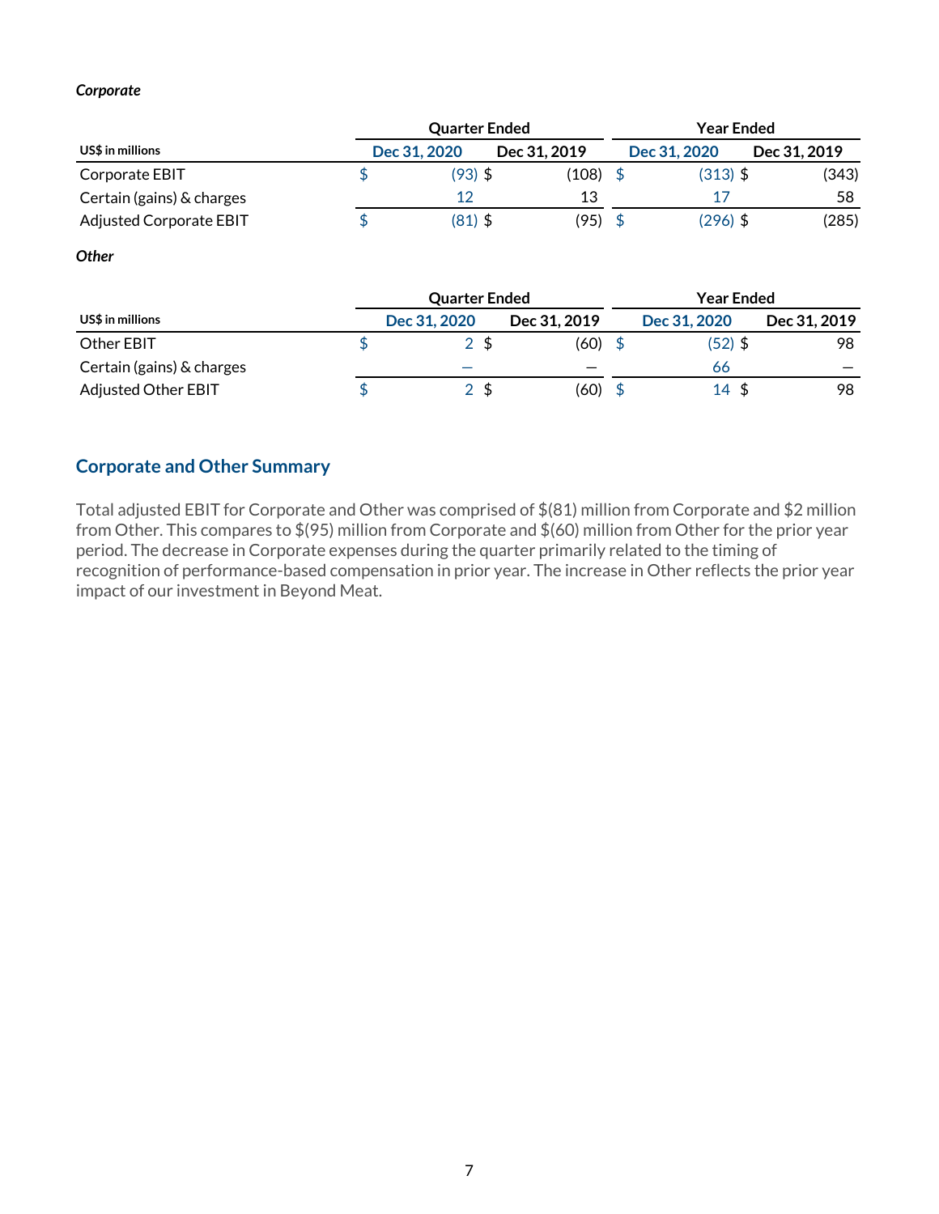***Corporate***

| US$ in millions | Quarter Ended | | Year Ended | |
|---|---|---|---|---|
| | Dec 31, 2020 | Dec 31, 2019 | Dec 31, 2020 | Dec 31, 2019 |
| Corporate EBIT | $ (93) | $ (108) | $ (313) | $ (343) |
| Certain (gains) & charges | 12 | 13 | 17 | 58 |
| Adjusted Corporate EBIT | $ (81) | $ (95) | $ (296) | $ (285) |

***Other***

| US$ in millions | Quarter Ended | | Year Ended | |
|---|---|---|---|---|
| | Dec 31, 2020 | Dec 31, 2019 | Dec 31, 2020 | Dec 31, 2019 |
| Other EBIT | $ 2 | $ (60) | $ (52) | $ 98 |
| Certain (gains) & charges | — | — | 66 | — |
| Adjusted Other EBIT | $ 2 | $ (60) | $ 14 | $ 98 |

## Corporate and Other Summary

Total adjusted EBIT for Corporate and Other was comprised of $(81) million from Corporate and $2 million from Other. This compares to $(95) million from Corporate and $(60) million from Other for the prior year period. The decrease in Corporate expenses during the quarter primarily related to the timing of recognition of performance-based compensation in prior year. The increase in Other reflects the prior year impact of our investment in Beyond Meat.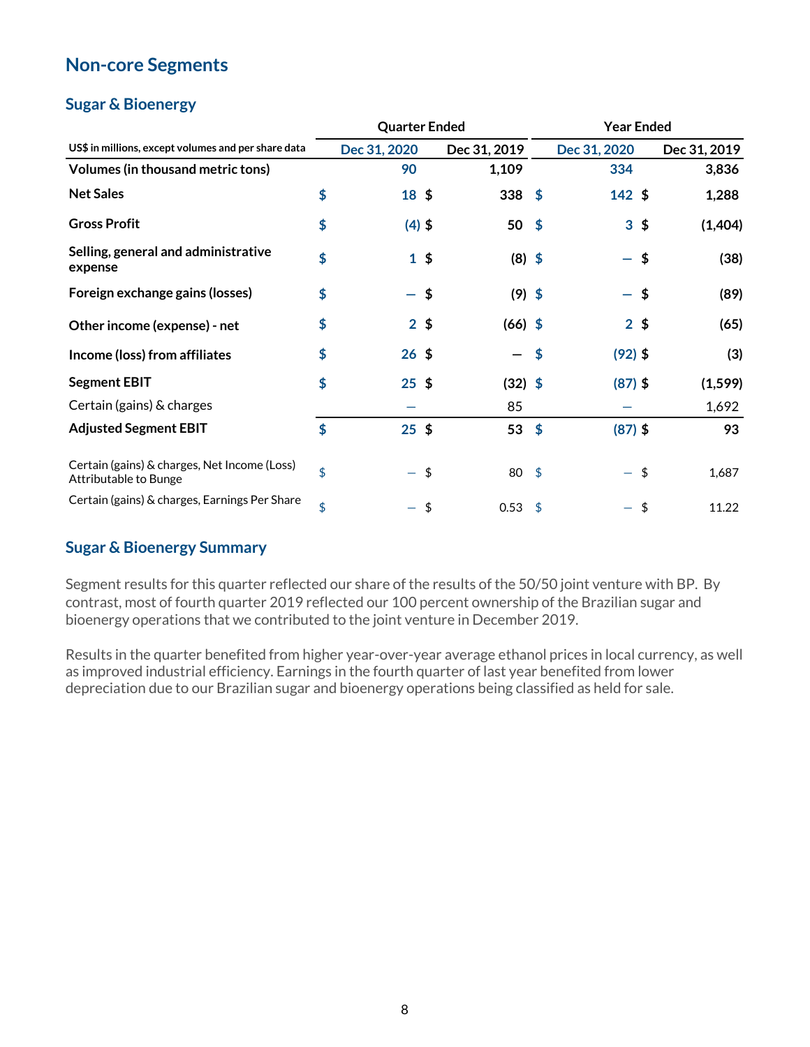## Non-core Segments

### Sugar & Bioenergy

| US$ in millions, except volumes and per share data | Quarter Ended | | Year Ended | |
|---|---|---|---|---|
| | Dec 31, 2020 | Dec 31, 2019 | Dec 31, 2020 | Dec 31, 2019 |
| **Volumes (in thousand metric tons)** | 90 | 1,109 | 334 | 3,836 |
| **Net Sales** | $ 18 | $ 338 | $ 142 | $ 1,288 |
| **Gross Profit** | $ (4) | $ 50 | $ 3 | $ (1,404) |
| **Selling, general and administrative expense** | $ 1 | $ (8) | $ — | $ (38) |
| **Foreign exchange gains (losses)** | $ — | $ (9) | $ — | $ (89) |
| **Other income (expense) - net** | $ 2 | $ (66) | $ 2 | $ (65) |
| **Income (loss) from affiliates** | $ 26 | $ — | $ (92) | $ (3) |
| **Segment EBIT** | $ 25 | $ (32) | $ (87) | $ (1,599) |
| Certain (gains) & charges | — | 85 | — | 1,692 |
| **Adjusted Segment EBIT** | $ 25 | $ 53 | $ (87) | $ 93 |
| Certain (gains) & charges, Net Income (Loss) Attributable to Bunge | $ — | $ 80 | $ — | $ 1,687 |
| Certain (gains) & charges, Earnings Per Share | $ — | $ 0.53 | $ — | $ 11.22 |

### Sugar & Bioenergy Summary

Segment results for this quarter reflected our share of the results of the 50/50 joint venture with BP. By contrast, most of fourth quarter 2019 reflected our 100 percent ownership of the Brazilian sugar and bioenergy operations that we contributed to the joint venture in December 2019.

Results in the quarter benefited from higher year-over-year average ethanol prices in local currency, as well as improved industrial efficiency. Earnings in the fourth quarter of last year benefited from lower depreciation due to our Brazilian sugar and bioenergy operations being classified as held for sale.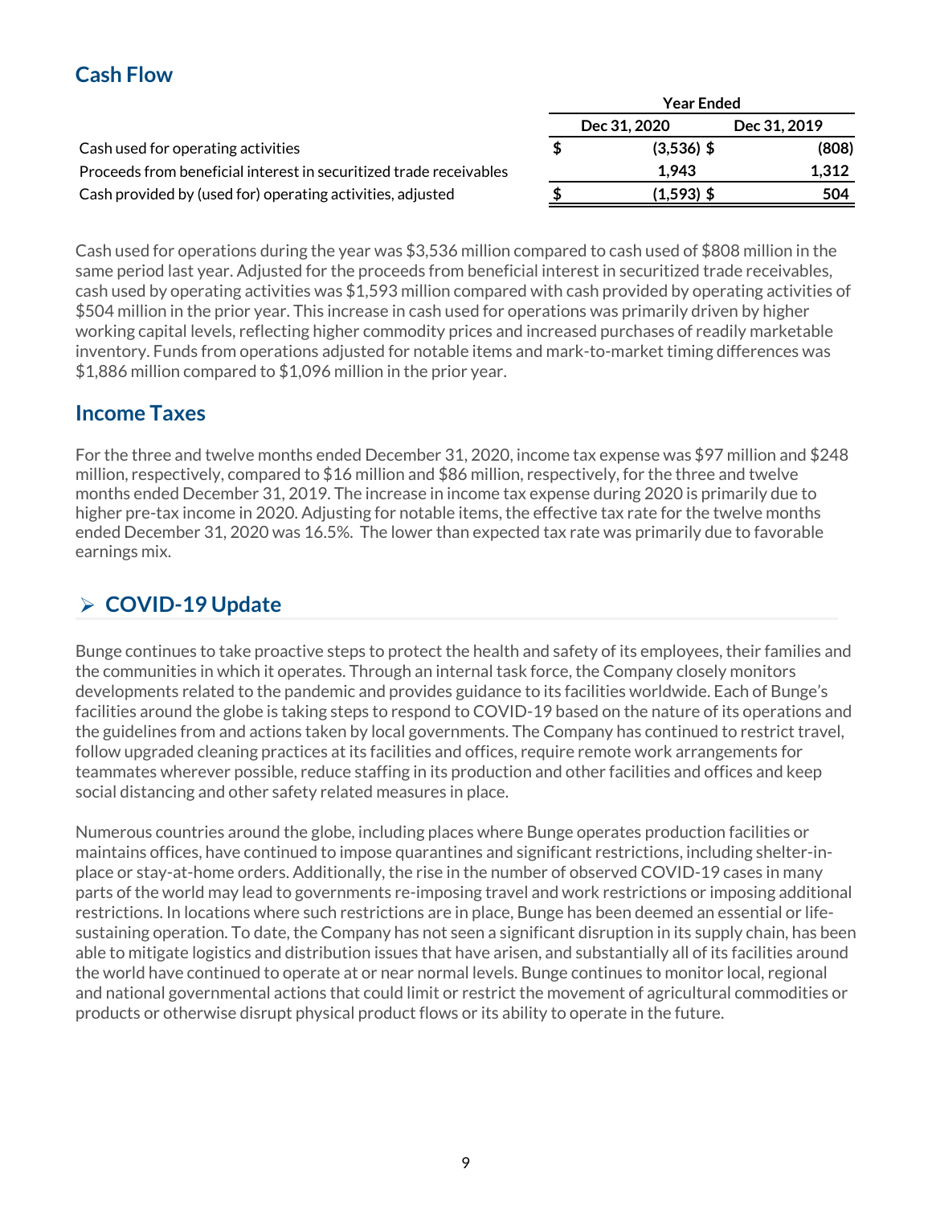## Cash Flow

| | Year Ended | |
|---|---|---|
| | Dec 31, 2020 | Dec 31, 2019 |
| Cash used for operating activities | $ (3,536) | $ (808) |
| Proceeds from beneficial interest in securitized trade receivables | 1,943 | 1,312 |
| Cash provided by (used for) operating activities, adjusted | $ (1,593) | $ 504 |

Cash used for operations during the year was $3,536 million compared to cash used of $808 million in the same period last year. Adjusted for the proceeds from beneficial interest in securitized trade receivables, cash used by operating activities was $1,593 million compared with cash provided by operating activities of $504 million in the prior year. This increase in cash used for operations was primarily driven by higher working capital levels, reflecting higher commodity prices and increased purchases of readily marketable inventory. Funds from operations adjusted for notable items and mark-to-market timing differences was $1,886 million compared to $1,096 million in the prior year.

## Income Taxes

For the three and twelve months ended December 31, 2020, income tax expense was $97 million and $248 million, respectively, compared to $16 million and $86 million, respectively, for the three and twelve months ended December 31, 2019. The increase in income tax expense during 2020 is primarily due to higher pre-tax income in 2020. Adjusting for notable items, the effective tax rate for the twelve months ended December 31, 2020 was 16.5%. The lower than expected tax rate was primarily due to favorable earnings mix.

## ➢ COVID-19 Update

Bunge continues to take proactive steps to protect the health and safety of its employees, their families and the communities in which it operates. Through an internal task force, the Company closely monitors developments related to the pandemic and provides guidance to its facilities worldwide. Each of Bunge's facilities around the globe is taking steps to respond to COVID-19 based on the nature of its operations and the guidelines from and actions taken by local governments. The Company has continued to restrict travel, follow upgraded cleaning practices at its facilities and offices, require remote work arrangements for teammates wherever possible, reduce staffing in its production and other facilities and offices and keep social distancing and other safety related measures in place.

Numerous countries around the globe, including places where Bunge operates production facilities or maintains offices, have continued to impose quarantines and significant restrictions, including shelter-in-place or stay-at-home orders. Additionally, the rise in the number of observed COVID-19 cases in many parts of the world may lead to governments re-imposing travel and work restrictions or imposing additional restrictions. In locations where such restrictions are in place, Bunge has been deemed an essential or life-sustaining operation. To date, the Company has not seen a significant disruption in its supply chain, has been able to mitigate logistics and distribution issues that have arisen, and substantially all of its facilities around the world have continued to operate at or near normal levels. Bunge continues to monitor local, regional and national governmental actions that could limit or restrict the movement of agricultural commodities or products or otherwise disrupt physical product flows or its ability to operate in the future.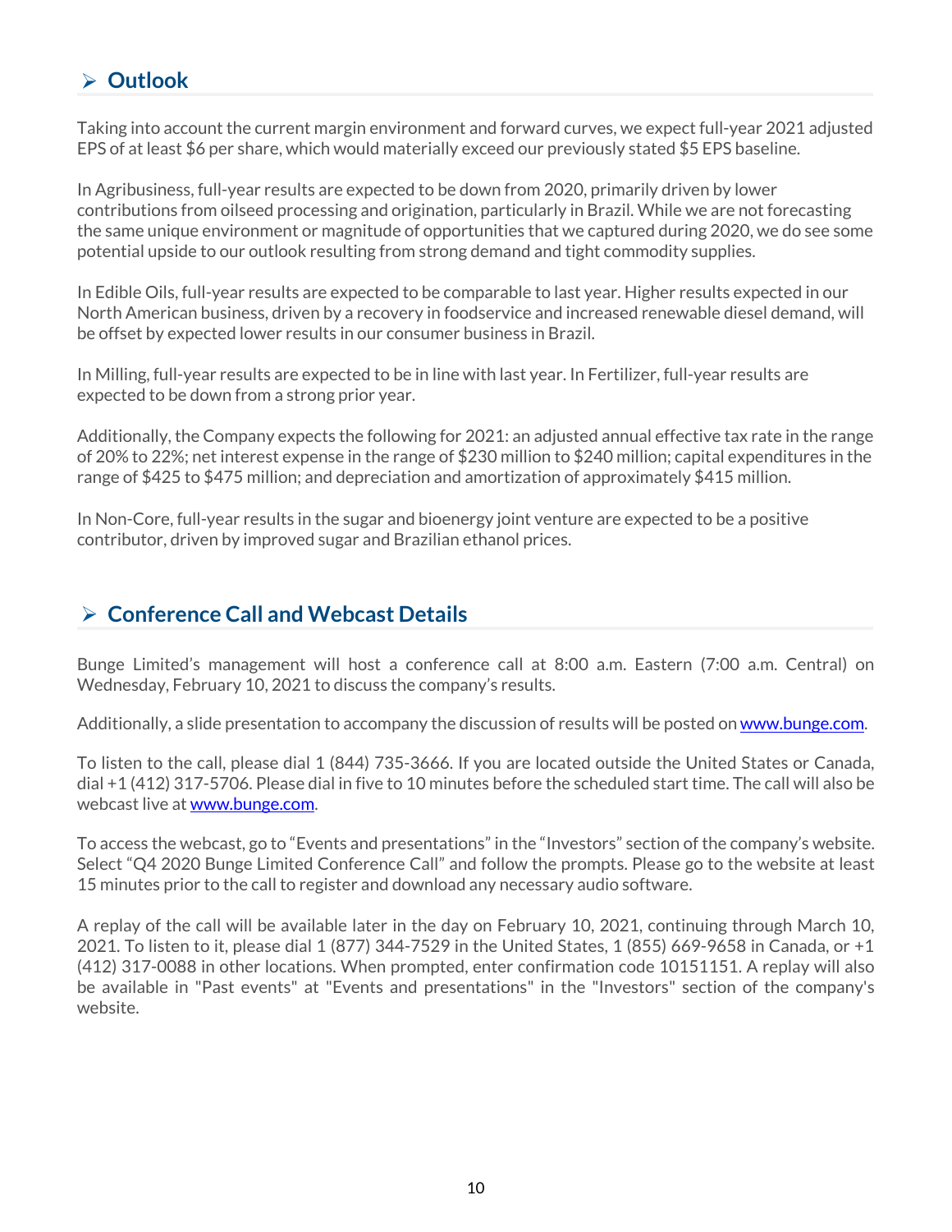## Outlook

Taking into account the current margin environment and forward curves, we expect full-year 2021 adjusted EPS of at least $6 per share, which would materially exceed our previously stated $5 EPS baseline.

In Agribusiness, full-year results are expected to be down from 2020, primarily driven by lower contributions from oilseed processing and origination, particularly in Brazil. While we are not forecasting the same unique environment or magnitude of opportunities that we captured during 2020, we do see some potential upside to our outlook resulting from strong demand and tight commodity supplies.

In Edible Oils, full-year results are expected to be comparable to last year. Higher results expected in our North American business, driven by a recovery in foodservice and increased renewable diesel demand, will be offset by expected lower results in our consumer business in Brazil.

In Milling, full-year results are expected to be in line with last year. In Fertilizer, full-year results are expected to be down from a strong prior year.

Additionally, the Company expects the following for 2021: an adjusted annual effective tax rate in the range of 20% to 22%; net interest expense in the range of $230 million to $240 million; capital expenditures in the range of $425 to $475 million; and depreciation and amortization of approximately $415 million.

In Non-Core, full-year results in the sugar and bioenergy joint venture are expected to be a positive contributor, driven by improved sugar and Brazilian ethanol prices.

## Conference Call and Webcast Details

Bunge Limited's management will host a conference call at 8:00 a.m. Eastern (7:00 a.m. Central) on Wednesday, February 10, 2021 to discuss the company's results.

Additionally, a slide presentation to accompany the discussion of results will be posted on www.bunge.com.

To listen to the call, please dial 1 (844) 735-3666. If you are located outside the United States or Canada, dial +1 (412) 317-5706. Please dial in five to 10 minutes before the scheduled start time. The call will also be webcast live at www.bunge.com.

To access the webcast, go to "Events and presentations" in the "Investors" section of the company's website. Select "Q4 2020 Bunge Limited Conference Call" and follow the prompts. Please go to the website at least 15 minutes prior to the call to register and download any necessary audio software.

A replay of the call will be available later in the day on February 10, 2021, continuing through March 10, 2021. To listen to it, please dial 1 (877) 344-7529 in the United States, 1 (855) 669-9658 in Canada, or +1 (412) 317-0088 in other locations. When prompted, enter confirmation code 10151151. A replay will also be available in "Past events" at "Events and presentations" in the "Investors" section of the company's website.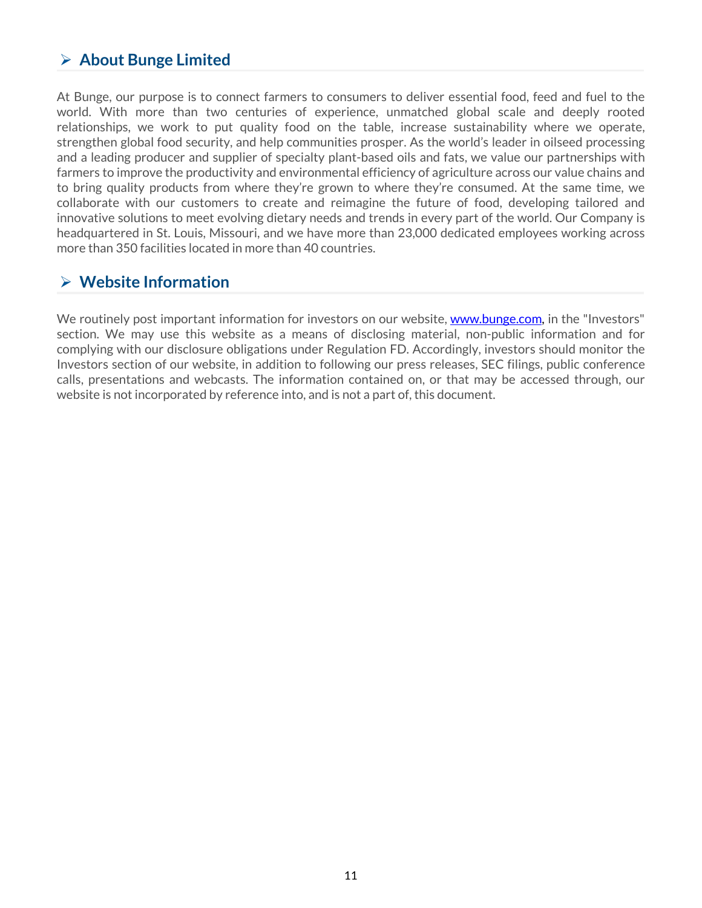## ➢ About Bunge Limited

At Bunge, our purpose is to connect farmers to consumers to deliver essential food, feed and fuel to the world. With more than two centuries of experience, unmatched global scale and deeply rooted relationships, we work to put quality food on the table, increase sustainability where we operate, strengthen global food security, and help communities prosper. As the world's leader in oilseed processing and a leading producer and supplier of specialty plant-based oils and fats, we value our partnerships with farmers to improve the productivity and environmental efficiency of agriculture across our value chains and to bring quality products from where they're grown to where they're consumed. At the same time, we collaborate with our customers to create and reimagine the future of food, developing tailored and innovative solutions to meet evolving dietary needs and trends in every part of the world. Our Company is headquartered in St. Louis, Missouri, and we have more than 23,000 dedicated employees working across more than 350 facilities located in more than 40 countries.

## ➢ Website Information

We routinely post important information for investors on our website, [www.bunge.com](http://www.bunge.com), in the "Investors" section. We may use this website as a means of disclosing material, non-public information and for complying with our disclosure obligations under Regulation FD. Accordingly, investors should monitor the Investors section of our website, in addition to following our press releases, SEC filings, public conference calls, presentations and webcasts. The information contained on, or that may be accessed through, our website is not incorporated by reference into, and is not a part of, this document.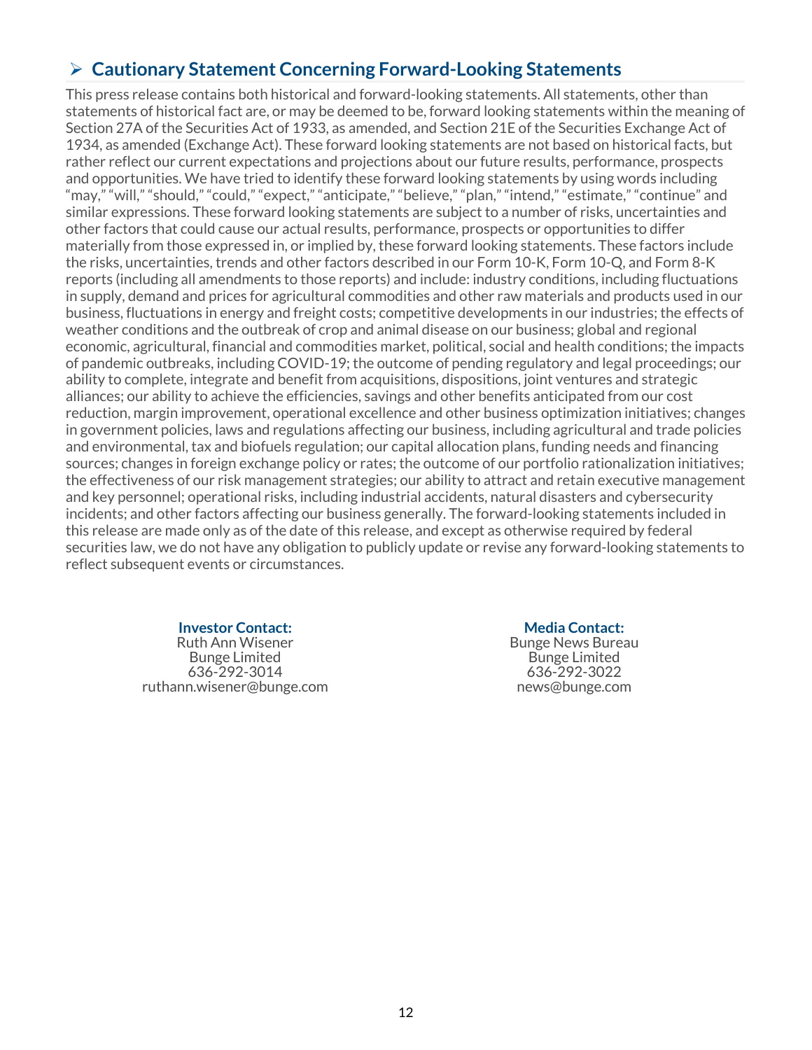## ➢ Cautionary Statement Concerning Forward-Looking Statements

This press release contains both historical and forward-looking statements. All statements, other than statements of historical fact are, or may be deemed to be, forward looking statements within the meaning of Section 27A of the Securities Act of 1933, as amended, and Section 21E of the Securities Exchange Act of 1934, as amended (Exchange Act). These forward looking statements are not based on historical facts, but rather reflect our current expectations and projections about our future results, performance, prospects and opportunities. We have tried to identify these forward looking statements by using words including "may," "will," "should," "could," "expect," "anticipate," "believe," "plan," "intend," "estimate," "continue" and similar expressions. These forward looking statements are subject to a number of risks, uncertainties and other factors that could cause our actual results, performance, prospects or opportunities to differ materially from those expressed in, or implied by, these forward looking statements. These factors include the risks, uncertainties, trends and other factors described in our Form 10-K, Form 10-Q, and Form 8-K reports (including all amendments to those reports) and include: industry conditions, including fluctuations in supply, demand and prices for agricultural commodities and other raw materials and products used in our business, fluctuations in energy and freight costs; competitive developments in our industries; the effects of weather conditions and the outbreak of crop and animal disease on our business; global and regional economic, agricultural, financial and commodities market, political, social and health conditions; the impacts of pandemic outbreaks, including COVID-19; the outcome of pending regulatory and legal proceedings; our ability to complete, integrate and benefit from acquisitions, dispositions, joint ventures and strategic alliances; our ability to achieve the efficiencies, savings and other benefits anticipated from our cost reduction, margin improvement, operational excellence and other business optimization initiatives; changes in government policies, laws and regulations affecting our business, including agricultural and trade policies and environmental, tax and biofuels regulation; our capital allocation plans, funding needs and financing sources; changes in foreign exchange policy or rates; the outcome of our portfolio rationalization initiatives; the effectiveness of our risk management strategies; our ability to attract and retain executive management and key personnel; operational risks, including industrial accidents, natural disasters and cybersecurity incidents; and other factors affecting our business generally. The forward-looking statements included in this release are made only as of the date of this release, and except as otherwise required by federal securities law, we do not have any obligation to publicly update or revise any forward-looking statements to reflect subsequent events or circumstances.

**Investor Contact:**
Ruth Ann Wisener
Bunge Limited
636-292-3014
ruthann.wisener@bunge.com

**Media Contact:**
Bunge News Bureau
Bunge Limited
636-292-3022
news@bunge.com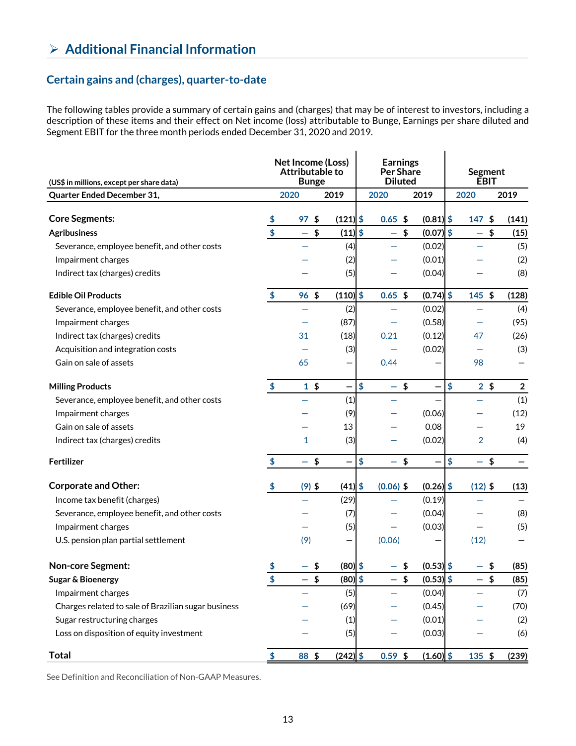## ➢ Additional Financial Information

### Certain gains and (charges), quarter-to-date

The following tables provide a summary of certain gains and (charges) that may be of interest to investors, including a description of these items and their effect on Net income (loss) attributable to Bunge, Earnings per share diluted and Segment EBIT for the three month periods ended December 31, 2020 and 2019.

| (US$ in millions, except per share data) | Net Income (Loss) Attributable to Bunge | | Earnings Per Share Diluted | | Segment EBIT | |
|---|---|---|---|---|---|---|
| **Quarter Ended December 31,** | 2020 | 2019 | 2020 | 2019 | 2020 | 2019 |
| **Core Segments:** | $ 97 | $ (121) | $ 0.65 | $ (0.81) | $ 147 | $ (141) |
| **Agribusiness** | $ — | $ (11) | $ — | $ (0.07) | $ — | $ (15) |
| Severance, employee benefit, and other costs | — | (4) | — | (0.02) | — | (5) |
| Impairment charges | — | (2) | — | (0.01) | — | (2) |
| Indirect tax (charges) credits | — | (5) | — | (0.04) | — | (8) |
| **Edible Oil Products** | $ 96 | $ (110) | $ 0.65 | $ (0.74) | $ 145 | $ (128) |
| Severance, employee benefit, and other costs | — | (2) | — | (0.02) | — | (4) |
| Impairment charges | — | (87) | — | (0.58) | — | (95) |
| Indirect tax (charges) credits | 31 | (18) | 0.21 | (0.12) | 47 | (26) |
| Acquisition and integration costs | — | (3) | — | (0.02) | — | (3) |
| Gain on sale of assets | 65 | — | 0.44 | — | 98 | — |
| **Milling Products** | $ 1 | $ — | $ — | $ — | $ 2 | $ 2 |
| Severance, employee benefit, and other costs | — | (1) | — | — | — | (1) |
| Impairment charges | — | (9) | — | (0.06) | — | (12) |
| Gain on sale of assets | — | 13 | — | 0.08 | — | 19 |
| Indirect tax (charges) credits | 1 | (3) | — | (0.02) | 2 | (4) |
| **Fertilizer** | $ — | $ — | $ — | $ — | $ — | $ — |
| **Corporate and Other:** | $ (9) | $ (41) | $ (0.06) | $ (0.26) | $ (12) | $ (13) |
| Income tax benefit (charges) | — | (29) | — | (0.19) | — | — |
| Severance, employee benefit, and other costs | — | (7) | — | (0.04) | — | (8) |
| Impairment charges | — | (5) | — | (0.03) | — | (5) |
| U.S. pension plan partial settlement | (9) | — | (0.06) | — | (12) | — |
| **Non-core Segment:** | $ — | $ (80) | $ — | $ (0.53) | $ — | $ (85) |
| **Sugar & Bioenergy** | $ — | $ (80) | $ — | $ (0.53) | $ — | $ (85) |
| Impairment charges | — | (5) | — | (0.04) | — | (7) |
| Charges related to sale of Brazilian sugar business | — | (69) | — | (0.45) | — | (70) |
| Sugar restructuring charges | — | (1) | — | (0.01) | — | (2) |
| Loss on disposition of equity investment | — | (5) | — | (0.03) | — | (6) |
| **Total** | $ 88 | $ (242) | $ 0.59 | $ (1.60) | $ 135 | $ (239) |

See Definition and Reconciliation of Non-GAAP Measures.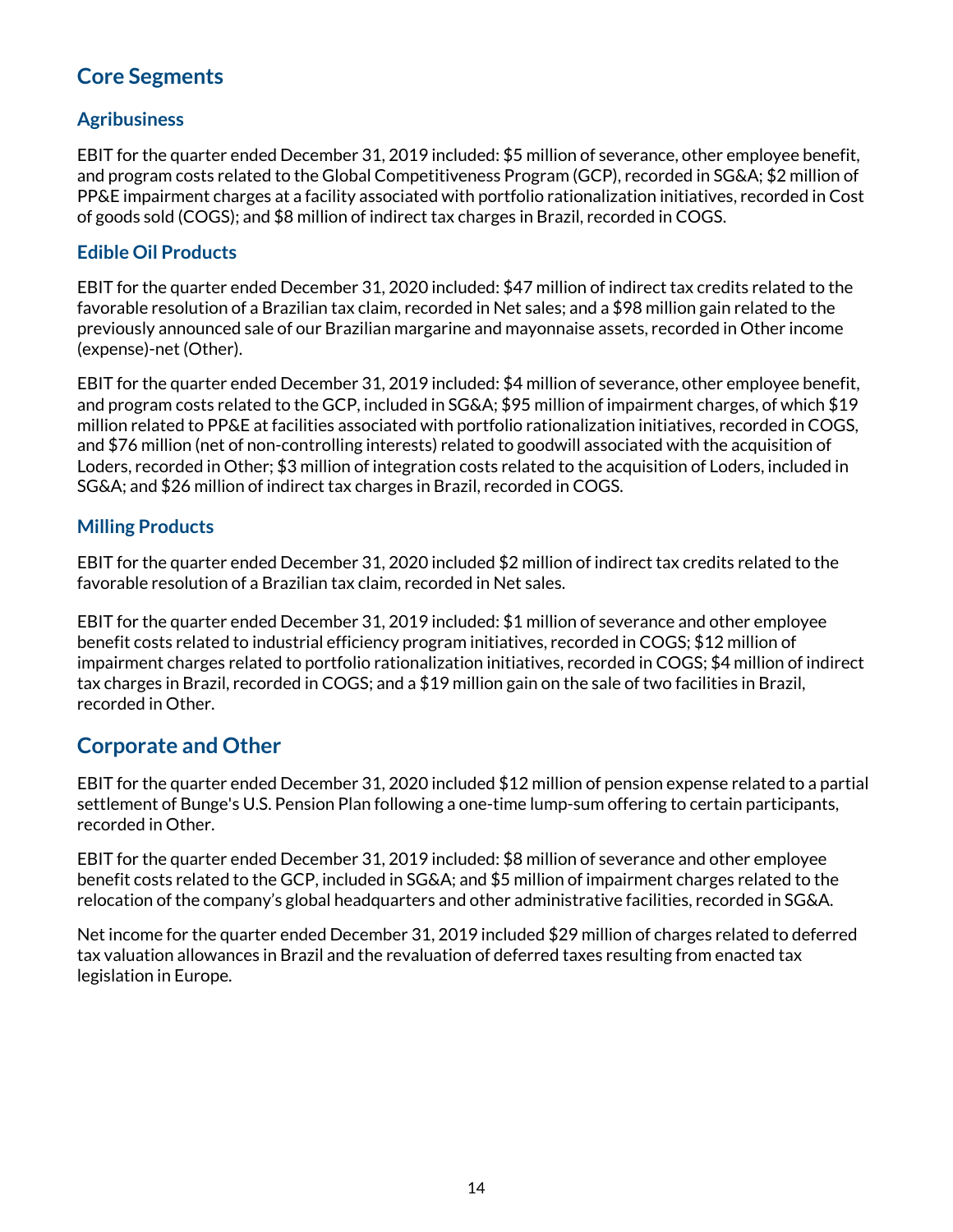## Core Segments

### Agribusiness

EBIT for the quarter ended December 31, 2019 included: $5 million of severance, other employee benefit, and program costs related to the Global Competitiveness Program (GCP), recorded in SG&A; $2 million of PP&E impairment charges at a facility associated with portfolio rationalization initiatives, recorded in Cost of goods sold (COGS); and $8 million of indirect tax charges in Brazil, recorded in COGS.

### Edible Oil Products

EBIT for the quarter ended December 31, 2020 included: $47 million of indirect tax credits related to the favorable resolution of a Brazilian tax claim, recorded in Net sales; and a $98 million gain related to the previously announced sale of our Brazilian margarine and mayonnaise assets, recorded in Other income (expense)-net (Other).

EBIT for the quarter ended December 31, 2019 included: $4 million of severance, other employee benefit, and program costs related to the GCP, included in SG&A; $95 million of impairment charges, of which $19 million related to PP&E at facilities associated with portfolio rationalization initiatives, recorded in COGS, and $76 million (net of non-controlling interests) related to goodwill associated with the acquisition of Loders, recorded in Other; $3 million of integration costs related to the acquisition of Loders, included in SG&A; and $26 million of indirect tax charges in Brazil, recorded in COGS.

### Milling Products

EBIT for the quarter ended December 31, 2020 included $2 million of indirect tax credits related to the favorable resolution of a Brazilian tax claim, recorded in Net sales.

EBIT for the quarter ended December 31, 2019 included: $1 million of severance and other employee benefit costs related to industrial efficiency program initiatives, recorded in COGS; $12 million of impairment charges related to portfolio rationalization initiatives, recorded in COGS; $4 million of indirect tax charges in Brazil, recorded in COGS; and a $19 million gain on the sale of two facilities in Brazil, recorded in Other.

## Corporate and Other

EBIT for the quarter ended December 31, 2020 included $12 million of pension expense related to a partial settlement of Bunge's U.S. Pension Plan following a one-time lump-sum offering to certain participants, recorded in Other.

EBIT for the quarter ended December 31, 2019 included: $8 million of severance and other employee benefit costs related to the GCP, included in SG&A; and $5 million of impairment charges related to the relocation of the company's global headquarters and other administrative facilities, recorded in SG&A.

Net income for the quarter ended December 31, 2019 included $29 million of charges related to deferred tax valuation allowances in Brazil and the revaluation of deferred taxes resulting from enacted tax legislation in Europe.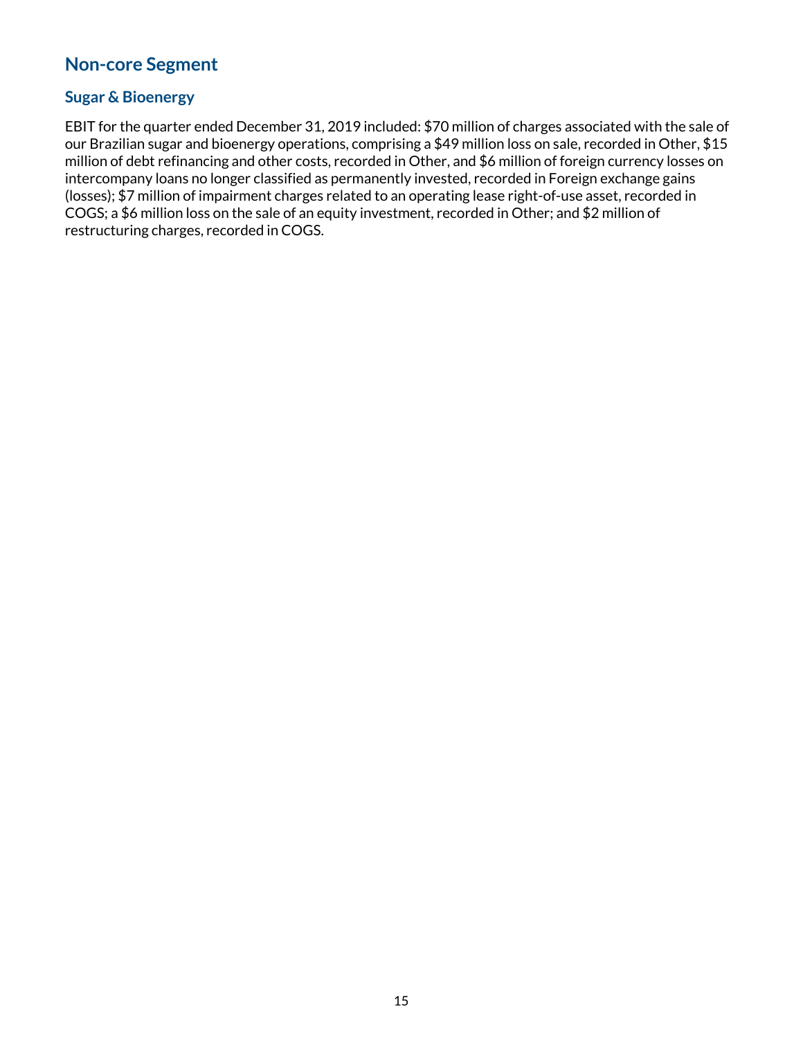## Non-core Segment

### Sugar & Bioenergy

EBIT for the quarter ended December 31, 2019 included: $70 million of charges associated with the sale of our Brazilian sugar and bioenergy operations, comprising a $49 million loss on sale, recorded in Other, $15 million of debt refinancing and other costs, recorded in Other, and $6 million of foreign currency losses on intercompany loans no longer classified as permanently invested, recorded in Foreign exchange gains (losses); $7 million of impairment charges related to an operating lease right-of-use asset, recorded in COGS; a $6 million loss on the sale of an equity investment, recorded in Other; and $2 million of restructuring charges, recorded in COGS.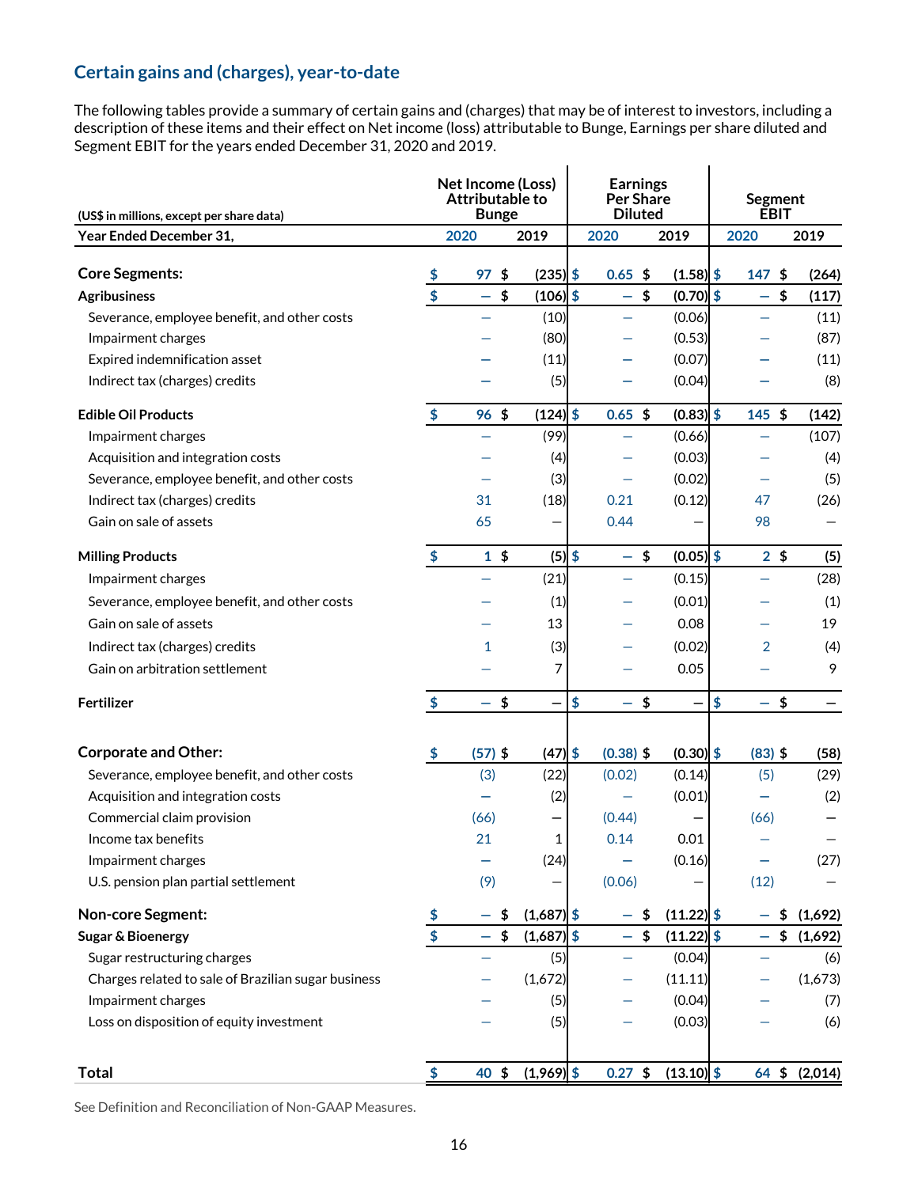## Certain gains and (charges), year-to-date

The following tables provide a summary of certain gains and (charges) that may be of interest to investors, including a description of these items and their effect on Net income (loss) attributable to Bunge, Earnings per share diluted and Segment EBIT for the years ended December 31, 2020 and 2019.

| (US$ in millions, except per share data) | Net Income (Loss) Attributable to Bunge | | Earnings Per Share Diluted | | Segment EBIT | |
|---|---|---|---|---|---|---|
| **Year Ended December 31,** | **2020** | **2019** | **2020** | **2019** | **2020** | **2019** |
| **Core Segments:** | **$ 97** | **$ (235)** | **$ 0.65** | **$ (1.58)** | **$ 147** | **$ (264)** |
| **Agribusiness** | **$ —** | **$ (106)** | **$ —** | **$ (0.70)** | **$ —** | **$ (117)** |
| Severance, employee benefit, and other costs | — | (10) | — | (0.06) | — | (11) |
| Impairment charges | — | (80) | — | (0.53) | — | (87) |
| Expired indemnification asset | — | (11) | — | (0.07) | — | (11) |
| Indirect tax (charges) credits | — | (5) | — | (0.04) | — | (8) |
| **Edible Oil Products** | **$ 96** | **$ (124)** | **$ 0.65** | **$ (0.83)** | **$ 145** | **$ (142)** |
| Impairment charges | — | (99) | — | (0.66) | — | (107) |
| Acquisition and integration costs | — | (4) | — | (0.03) | — | (4) |
| Severance, employee benefit, and other costs | — | (3) | — | (0.02) | — | (5) |
| Indirect tax (charges) credits | 31 | (18) | 0.21 | (0.12) | 47 | (26) |
| Gain on sale of assets | 65 | — | 0.44 | — | 98 | — |
| **Milling Products** | **$ 1** | **$ (5)** | **$ —** | **$ (0.05)** | **$ 2** | **$ (5)** |
| Impairment charges | — | (21) | — | (0.15) | — | (28) |
| Severance, employee benefit, and other costs | — | (1) | — | (0.01) | — | (1) |
| Gain on sale of assets | — | 13 | — | 0.08 | — | 19 |
| Indirect tax (charges) credits | 1 | (3) | — | (0.02) | 2 | (4) |
| Gain on arbitration settlement | — | 7 | — | 0.05 | — | 9 |
| **Fertilizer** | **$ —** | **$ —** | **$ —** | **$ —** | **$ —** | **$ —** |
| **Corporate and Other:** | **$ (57)** | **$ (47)** | **$ (0.38)** | **$ (0.30)** | **$ (83)** | **$ (58)** |
| Severance, employee benefit, and other costs | (3) | (22) | (0.02) | (0.14) | (5) | (29) |
| Acquisition and integration costs | — | (2) | — | (0.01) | — | (2) |
| Commercial claim provision | (66) | — | (0.44) | — | (66) | — |
| Income tax benefits | 21 | 1 | 0.14 | 0.01 | — | — |
| Impairment charges | — | (24) | — | (0.16) | — | (27) |
| U.S. pension plan partial settlement | (9) | — | (0.06) | — | (12) | — |
| **Non-core Segment:** | **$ —** | **$ (1,687)** | **$ —** | **$ (11.22)** | **$ —** | **$ (1,692)** |
| **Sugar & Bioenergy** | **$ —** | **$ (1,687)** | **$ —** | **$ (11.22)** | **$ —** | **$ (1,692)** |
| Sugar restructuring charges | — | (5) | — | (0.04) | — | (6) |
| Charges related to sale of Brazilian sugar business | — | (1,672) | — | (11.11) | — | (1,673) |
| Impairment charges | — | (5) | — | (0.04) | — | (7) |
| Loss on disposition of equity investment | — | (5) | — | (0.03) | — | (6) |
| **Total** | **$ 40** | **$ (1,969)** | **$ 0.27** | **$ (13.10)** | **$ 64** | **$ (2,014)** |

See Definition and Reconciliation of Non-GAAP Measures.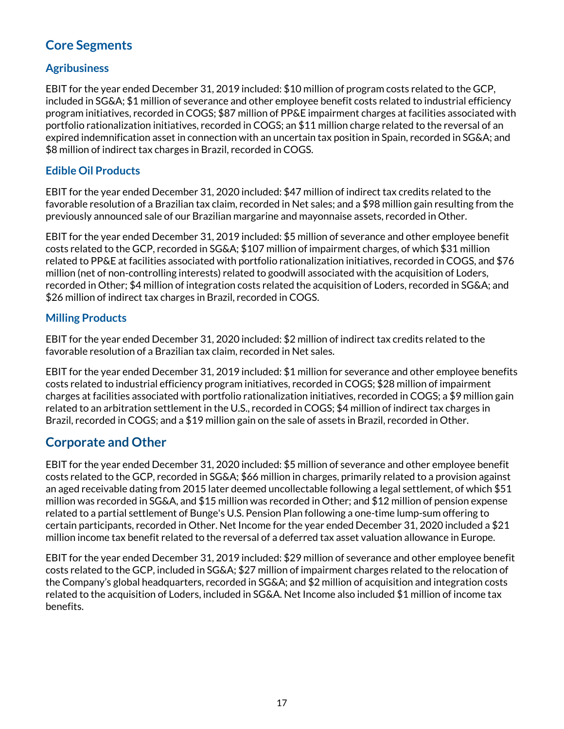## Core Segments

### Agribusiness

EBIT for the year ended December 31, 2019 included: $10 million of program costs related to the GCP, included in SG&A; $1 million of severance and other employee benefit costs related to industrial efficiency program initiatives, recorded in COGS; $87 million of PP&E impairment charges at facilities associated with portfolio rationalization initiatives, recorded in COGS; an $11 million charge related to the reversal of an expired indemnification asset in connection with an uncertain tax position in Spain, recorded in SG&A; and $8 million of indirect tax charges in Brazil, recorded in COGS.

### Edible Oil Products

EBIT for the year ended December 31, 2020 included: $47 million of indirect tax credits related to the favorable resolution of a Brazilian tax claim, recorded in Net sales; and a $98 million gain resulting from the previously announced sale of our Brazilian margarine and mayonnaise assets, recorded in Other.

EBIT for the year ended December 31, 2019 included: $5 million of severance and other employee benefit costs related to the GCP, recorded in SG&A; $107 million of impairment charges, of which $31 million related to PP&E at facilities associated with portfolio rationalization initiatives, recorded in COGS, and $76 million (net of non-controlling interests) related to goodwill associated with the acquisition of Loders, recorded in Other; $4 million of integration costs related the acquisition of Loders, recorded in SG&A; and $26 million of indirect tax charges in Brazil, recorded in COGS.

### Milling Products

EBIT for the year ended December 31, 2020 included: $2 million of indirect tax credits related to the favorable resolution of a Brazilian tax claim, recorded in Net sales.

EBIT for the year ended December 31, 2019 included: $1 million for severance and other employee benefits costs related to industrial efficiency program initiatives, recorded in COGS; $28 million of impairment charges at facilities associated with portfolio rationalization initiatives, recorded in COGS; a $9 million gain related to an arbitration settlement in the U.S., recorded in COGS; $4 million of indirect tax charges in Brazil, recorded in COGS; and a $19 million gain on the sale of assets in Brazil, recorded in Other.

## Corporate and Other

EBIT for the year ended December 31, 2020 included: $5 million of severance and other employee benefit costs related to the GCP, recorded in SG&A; $66 million in charges, primarily related to a provision against an aged receivable dating from 2015 later deemed uncollectable following a legal settlement, of which $51 million was recorded in SG&A, and $15 million was recorded in Other; and $12 million of pension expense related to a partial settlement of Bunge's U.S. Pension Plan following a one-time lump-sum offering to certain participants, recorded in Other. Net Income for the year ended December 31, 2020 included a $21 million income tax benefit related to the reversal of a deferred tax asset valuation allowance in Europe.

EBIT for the year ended December 31, 2019 included: $29 million of severance and other employee benefit costs related to the GCP, included in SG&A; $27 million of impairment charges related to the relocation of the Company's global headquarters, recorded in SG&A; and $2 million of acquisition and integration costs related to the acquisition of Loders, included in SG&A. Net Income also included $1 million of income tax benefits.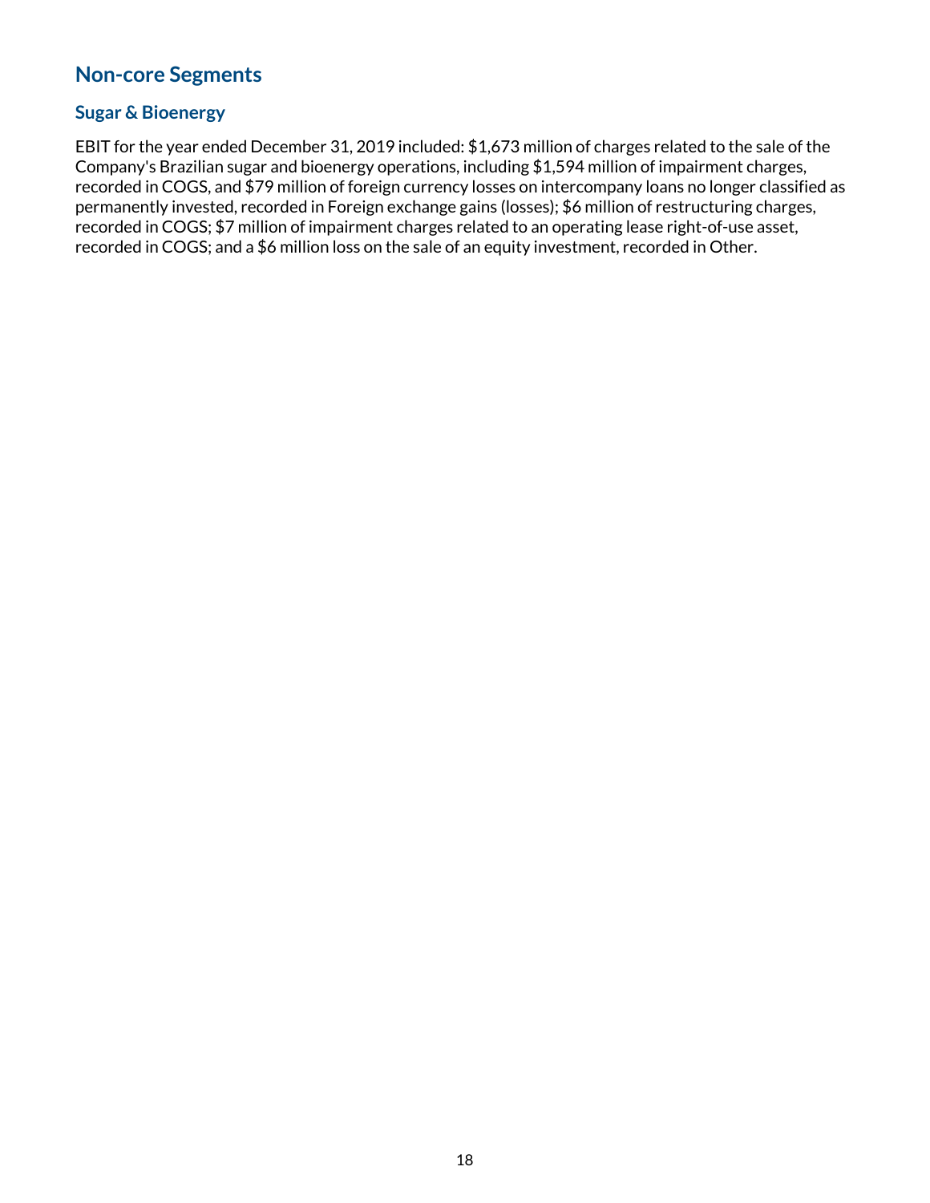## Non-core Segments

### Sugar & Bioenergy

EBIT for the year ended December 31, 2019 included: $1,673 million of charges related to the sale of the Company's Brazilian sugar and bioenergy operations, including $1,594 million of impairment charges, recorded in COGS, and $79 million of foreign currency losses on intercompany loans no longer classified as permanently invested, recorded in Foreign exchange gains (losses); $6 million of restructuring charges, recorded in COGS; $7 million of impairment charges related to an operating lease right-of-use asset, recorded in COGS; and a $6 million loss on the sale of an equity investment, recorded in Other.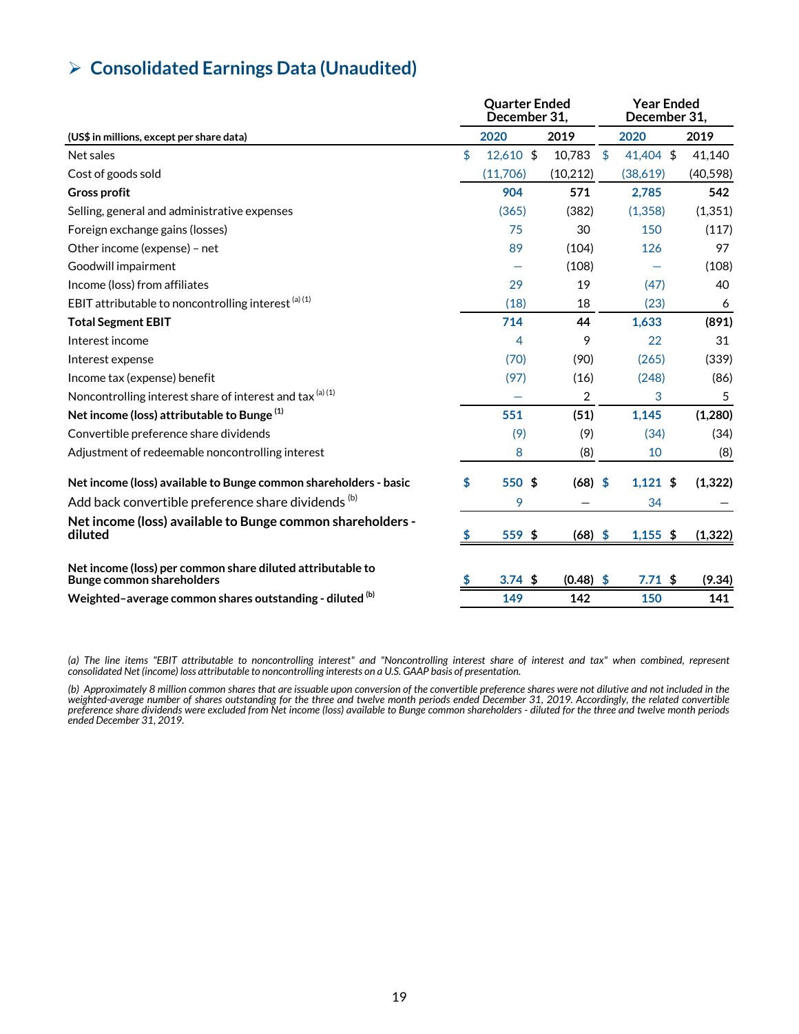## ➢ Consolidated Earnings Data (Unaudited)

| (US$ in millions, except per share data) | Quarter Ended December 31, 2020 | Quarter Ended December 31, 2019 | Year Ended December 31, 2020 | Year Ended December 31, 2019 |
|---|---|---|---|---|
| Net sales | $ 12,610 | $ 10,783 | $ 41,404 | $ 41,140 |
| Cost of goods sold | (11,706) | (10,212) | (38,619) | (40,598) |
| **Gross profit** | **904** | **571** | **2,785** | **542** |
| Selling, general and administrative expenses | (365) | (382) | (1,358) | (1,351) |
| Foreign exchange gains (losses) | 75 | 30 | 150 | (117) |
| Other income (expense) – net | 89 | (104) | 126 | 97 |
| Goodwill impairment | — | (108) | — | (108) |
| Income (loss) from affiliates | 29 | 19 | (47) | 40 |
| EBIT attributable to noncontrolling interest [a] [1] | (18) | 18 | (23) | 6 |
| **Total Segment EBIT** | **714** | **44** | **1,633** | **(891)** |
| Interest income | 4 | 9 | 22 | 31 |
| Interest expense | (70) | (90) | (265) | (339) |
| Income tax (expense) benefit | (97) | (16) | (248) | (86) |
| Noncontrolling interest share of interest and tax [a] [1] | — | 2 | 3 | 5 |
| **Net income (loss) attributable to Bunge [1]** | **551** | **(51)** | **1,145** | **(1,280)** |
| Convertible preference share dividends | (9) | (9) | (34) | (34) |
| Adjustment of redeemable noncontrolling interest | 8 | (8) | 10 | (8) |
| **Net income (loss) available to Bunge common shareholders - basic** | **$ 550** | **$ (68)** | **$ 1,121** | **$ (1,322)** |
| Add back convertible preference share dividends [b] | 9 | — | 34 | — |
| **Net income (loss) available to Bunge common shareholders - diluted** | **$ 559** | **$ (68)** | **$ 1,155** | **$ (1,322)** |
| **Net income (loss) per common share diluted attributable to Bunge common shareholders** | **$ 3.74** | **$ (0.48)** | **$ 7.71** | **$ (9.34)** |
| **Weighted–average common shares outstanding - diluted [b]** | **149** | **142** | **150** | **141** |

*(a) The line items "EBIT attributable to noncontrolling interest" and "Noncontrolling interest share of interest and tax" when combined, represent consolidated Net (income) loss attributable to noncontrolling interests on a U.S. GAAP basis of presentation.*

*(b) Approximately 8 million common shares that are issuable upon conversion of the convertible preference shares were not dilutive and not included in the weighted-average number of shares outstanding for the three and twelve month periods ended December 31, 2019. Accordingly, the related convertible preference share dividends were excluded from Net income (loss) available to Bunge common shareholders - diluted for the three and twelve month periods ended December 31, 2019.*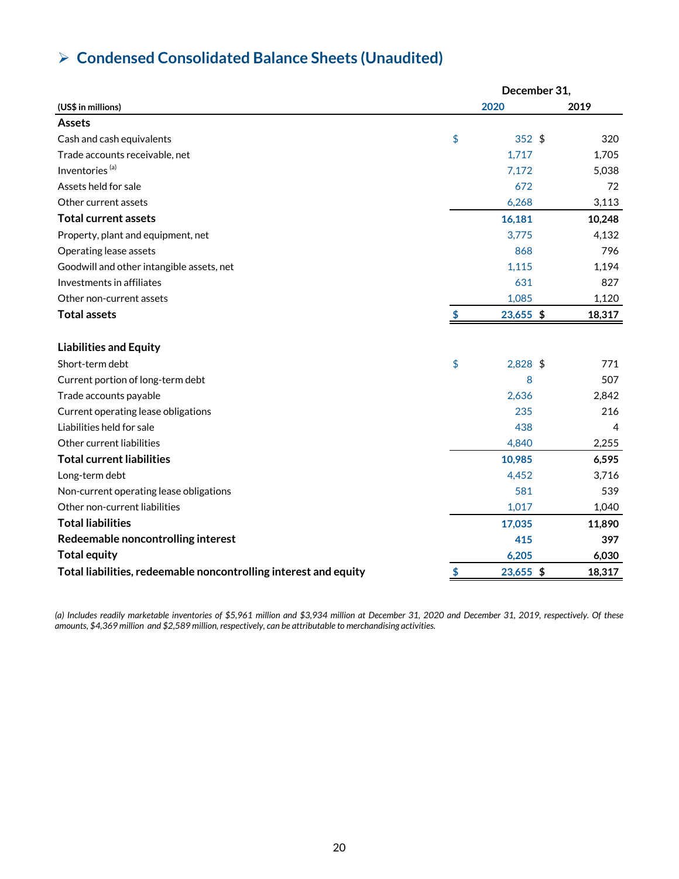## ➢ Condensed Consolidated Balance Sheets (Unaudited)

| (US$ in millions) | December 31, 2020 | December 31, 2019 |
|---|---|---|
| **Assets** | | |
| Cash and cash equivalents | $ 352 | $ 320 |
| Trade accounts receivable, net | 1,717 | 1,705 |
| Inventories [(a)] | 7,172 | 5,038 |
| Assets held for sale | 672 | 72 |
| Other current assets | 6,268 | 3,113 |
| **Total current assets** | **16,181** | **10,248** |
| Property, plant and equipment, net | 3,775 | 4,132 |
| Operating lease assets | 868 | 796 |
| Goodwill and other intangible assets, net | 1,115 | 1,194 |
| Investments in affiliates | 631 | 827 |
| Other non-current assets | 1,085 | 1,120 |
| **Total assets** | **$ 23,655** | **$ 18,317** |
| | | |
| **Liabilities and Equity** | | |
| Short-term debt | $ 2,828 | $ 771 |
| Current portion of long-term debt | 8 | 507 |
| Trade accounts payable | 2,636 | 2,842 |
| Current operating lease obligations | 235 | 216 |
| Liabilities held for sale | 438 | 4 |
| Other current liabilities | 4,840 | 2,255 |
| **Total current liabilities** | **10,985** | **6,595** |
| Long-term debt | 4,452 | 3,716 |
| Non-current operating lease obligations | 581 | 539 |
| Other non-current liabilities | 1,017 | 1,040 |
| **Total liabilities** | **17,035** | **11,890** |
| **Redeemable noncontrolling interest** | **415** | **397** |
| **Total equity** | **6,205** | **6,030** |
| **Total liabilities, redeemable noncontrolling interest and equity** | **$ 23,655** | **$ 18,317** |

*(a) Includes readily marketable inventories of $5,961 million and $3,934 million at December 31, 2020 and December 31, 2019, respectively. Of these amounts, $4,369 million and $2,589 million, respectively, can be attributable to merchandising activities.*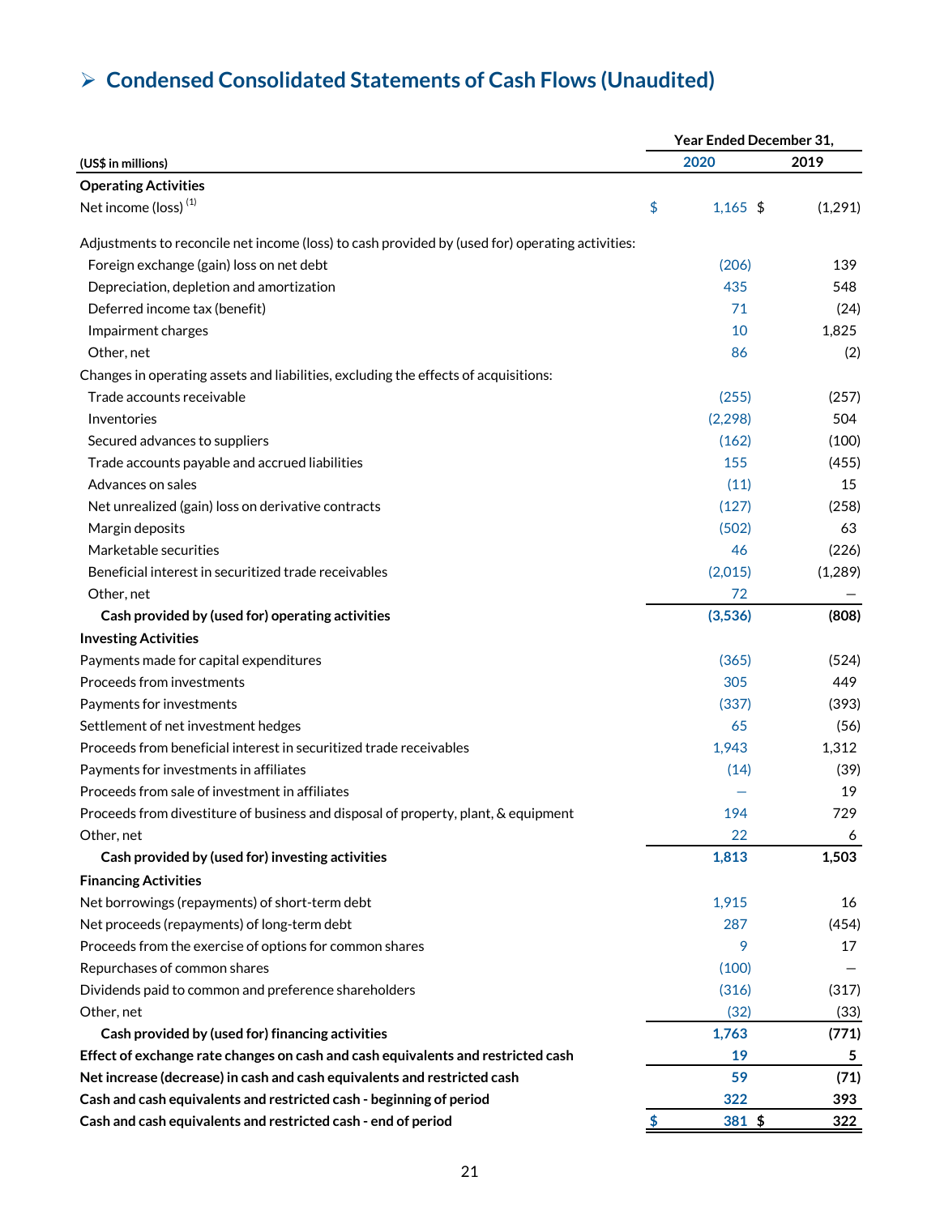# ➢ Condensed Consolidated Statements of Cash Flows (Unaudited)

| (US$ in millions) | Year Ended December 31, 2020 | 2019 |
|---|---|---|
| **Operating Activities** | | |
| Net income (loss) [(1)] | $ 1,165 | $ (1,291) |
| Adjustments to reconcile net income (loss) to cash provided by (used for) operating activities: | | |
| Foreign exchange (gain) loss on net debt | (206) | 139 |
| Depreciation, depletion and amortization | 435 | 548 |
| Deferred income tax (benefit) | 71 | (24) |
| Impairment charges | 10 | 1,825 |
| Other, net | 86 | (2) |
| Changes in operating assets and liabilities, excluding the effects of acquisitions: | | |
| Trade accounts receivable | (255) | (257) |
| Inventories | (2,298) | 504 |
| Secured advances to suppliers | (162) | (100) |
| Trade accounts payable and accrued liabilities | 155 | (455) |
| Advances on sales | (11) | 15 |
| Net unrealized (gain) loss on derivative contracts | (127) | (258) |
| Margin deposits | (502) | 63 |
| Marketable securities | 46 | (226) |
| Beneficial interest in securitized trade receivables | (2,015) | (1,289) |
| Other, net | 72 | — |
| **Cash provided by (used for) operating activities** | **(3,536)** | **(808)** |
| **Investing Activities** | | |
| Payments made for capital expenditures | (365) | (524) |
| Proceeds from investments | 305 | 449 |
| Payments for investments | (337) | (393) |
| Settlement of net investment hedges | 65 | (56) |
| Proceeds from beneficial interest in securitized trade receivables | 1,943 | 1,312 |
| Payments for investments in affiliates | (14) | (39) |
| Proceeds from sale of investment in affiliates | — | 19 |
| Proceeds from divestiture of business and disposal of property, plant, & equipment | 194 | 729 |
| Other, net | 22 | 6 |
| **Cash provided by (used for) investing activities** | **1,813** | **1,503** |
| **Financing Activities** | | |
| Net borrowings (repayments) of short-term debt | 1,915 | 16 |
| Net proceeds (repayments) of long-term debt | 287 | (454) |
| Proceeds from the exercise of options for common shares | 9 | 17 |
| Repurchases of common shares | (100) | — |
| Dividends paid to common and preference shareholders | (316) | (317) |
| Other, net | (32) | (33) |
| **Cash provided by (used for) financing activities** | **1,763** | **(771)** |
| **Effect of exchange rate changes on cash and cash equivalents and restricted cash** | **19** | **5** |
| **Net increase (decrease) in cash and cash equivalents and restricted cash** | **59** | **(71)** |
| **Cash and cash equivalents and restricted cash - beginning of period** | **322** | **393** |
| **Cash and cash equivalents and restricted cash - end of period** | **$ 381** | **$ 322** |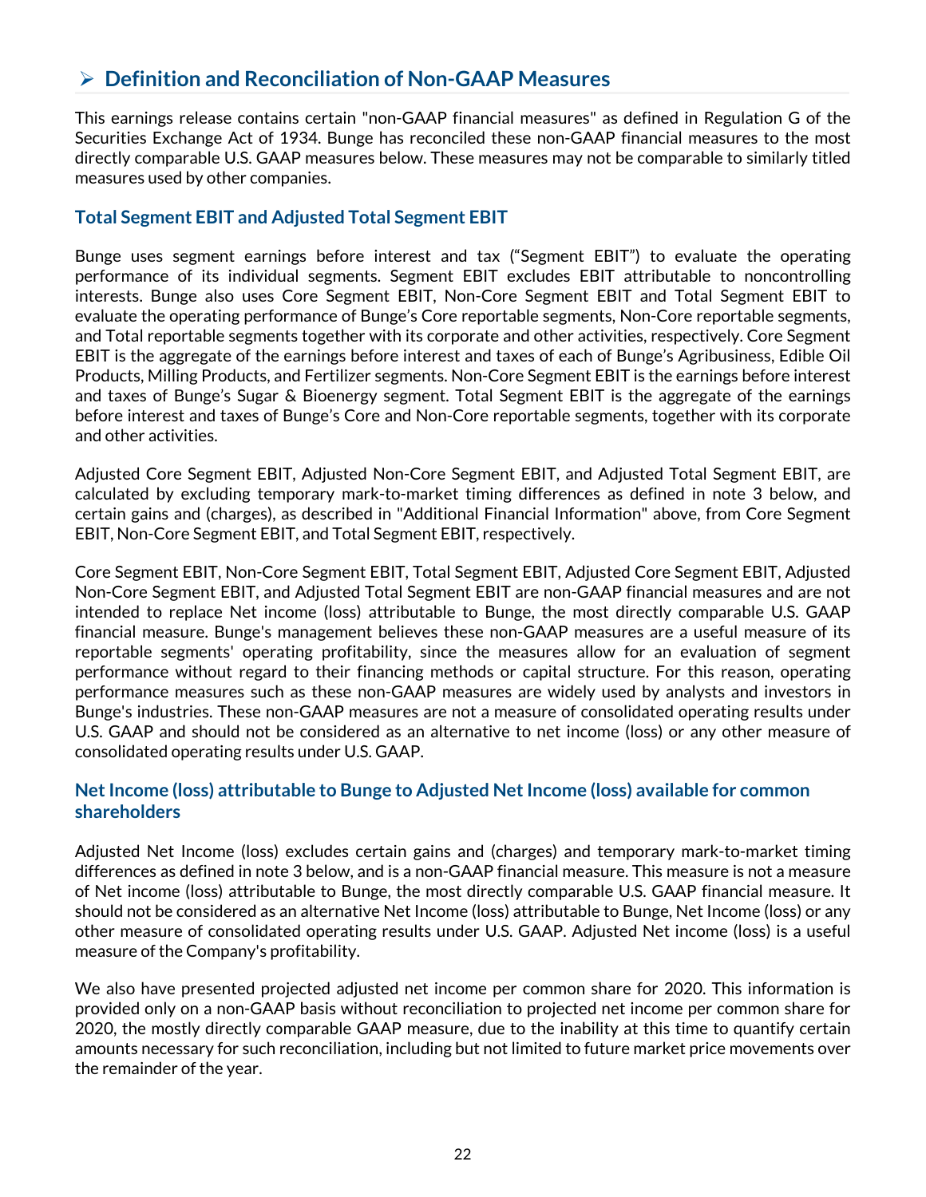## ➢ Definition and Reconciliation of Non-GAAP Measures

This earnings release contains certain "non-GAAP financial measures" as defined in Regulation G of the Securities Exchange Act of 1934. Bunge has reconciled these non-GAAP financial measures to the most directly comparable U.S. GAAP measures below. These measures may not be comparable to similarly titled measures used by other companies.

### Total Segment EBIT and Adjusted Total Segment EBIT

Bunge uses segment earnings before interest and tax ("Segment EBIT") to evaluate the operating performance of its individual segments. Segment EBIT excludes EBIT attributable to noncontrolling interests. Bunge also uses Core Segment EBIT, Non-Core Segment EBIT and Total Segment EBIT to evaluate the operating performance of Bunge's Core reportable segments, Non-Core reportable segments, and Total reportable segments together with its corporate and other activities, respectively. Core Segment EBIT is the aggregate of the earnings before interest and taxes of each of Bunge's Agribusiness, Edible Oil Products, Milling Products, and Fertilizer segments. Non-Core Segment EBIT is the earnings before interest and taxes of Bunge's Sugar & Bioenergy segment. Total Segment EBIT is the aggregate of the earnings before interest and taxes of Bunge's Core and Non-Core reportable segments, together with its corporate and other activities.

Adjusted Core Segment EBIT, Adjusted Non-Core Segment EBIT, and Adjusted Total Segment EBIT, are calculated by excluding temporary mark-to-market timing differences as defined in note 3 below, and certain gains and (charges), as described in "Additional Financial Information" above, from Core Segment EBIT, Non-Core Segment EBIT, and Total Segment EBIT, respectively.

Core Segment EBIT, Non-Core Segment EBIT, Total Segment EBIT, Adjusted Core Segment EBIT, Adjusted Non-Core Segment EBIT, and Adjusted Total Segment EBIT are non-GAAP financial measures and are not intended to replace Net income (loss) attributable to Bunge, the most directly comparable U.S. GAAP financial measure. Bunge's management believes these non-GAAP measures are a useful measure of its reportable segments' operating profitability, since the measures allow for an evaluation of segment performance without regard to their financing methods or capital structure. For this reason, operating performance measures such as these non-GAAP measures are widely used by analysts and investors in Bunge's industries. These non-GAAP measures are not a measure of consolidated operating results under U.S. GAAP and should not be considered as an alternative to net income (loss) or any other measure of consolidated operating results under U.S. GAAP.

### Net Income (loss) attributable to Bunge to Adjusted Net Income (loss) available for common shareholders

Adjusted Net Income (loss) excludes certain gains and (charges) and temporary mark-to-market timing differences as defined in note 3 below, and is a non-GAAP financial measure. This measure is not a measure of Net income (loss) attributable to Bunge, the most directly comparable U.S. GAAP financial measure. It should not be considered as an alternative Net Income (loss) attributable to Bunge, Net Income (loss) or any other measure of consolidated operating results under U.S. GAAP. Adjusted Net income (loss) is a useful measure of the Company's profitability.

We also have presented projected adjusted net income per common share for 2020. This information is provided only on a non-GAAP basis without reconciliation to projected net income per common share for 2020, the mostly directly comparable GAAP measure, due to the inability at this time to quantify certain amounts necessary for such reconciliation, including but not limited to future market price movements over the remainder of the year.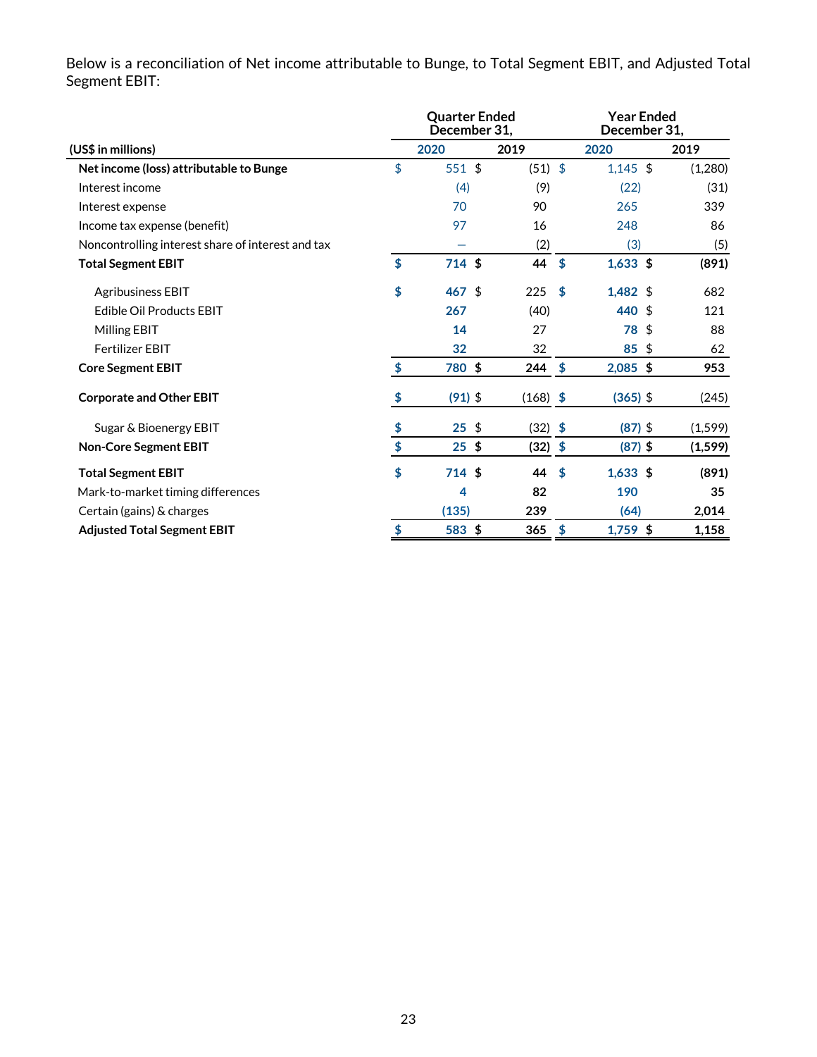Below is a reconciliation of Net income attributable to Bunge, to Total Segment EBIT, and Adjusted Total Segment EBIT:

| | Quarter Ended December 31, | | Year Ended December 31, | |
|---|---|---|---|---|
| **(US$ in millions)** | **2020** | **2019** | **2020** | **2019** |
| **Net income (loss) attributable to Bunge** | $ 551 | $ (51) | $ 1,145 | $ (1,280) |
| Interest income | (4) | (9) | (22) | (31) |
| Interest expense | 70 | 90 | 265 | 339 |
| Income tax expense (benefit) | 97 | 16 | 248 | 86 |
| Noncontrolling interest share of interest and tax | — | (2) | (3) | (5) |
| **Total Segment EBIT** | **$ 714** | **$ 44** | **$ 1,633** | **$ (891)** |
| Agribusiness EBIT | **$ 467** | $ 225 | **$ 1,482** | $ 682 |
| Edible Oil Products EBIT | **267** | (40) | **440** | $ 121 |
| Milling EBIT | **14** | 27 | **78** | $ 88 |
| Fertilizer EBIT | **32** | 32 | **85** | $ 62 |
| **Core Segment EBIT** | **$ 780** | **$ 244** | **$ 2,085** | **$ 953** |
| **Corporate and Other EBIT** | **$ (91)** | $ (168) | **$ (365)** | $ (245) |
| Sugar & Bioenergy EBIT | **$ 25** | $ (32) | **$ (87)** | $ (1,599) |
| **Non-Core Segment EBIT** | **$ 25** | **$ (32)** | **$ (87)** | **$ (1,599)** |
| **Total Segment EBIT** | **$ 714** | **$ 44** | **$ 1,633** | **$ (891)** |
| Mark-to-market timing differences | **4** | **82** | **190** | **35** |
| Certain (gains) & charges | **(135)** | **239** | **(64)** | **2,014** |
| **Adjusted Total Segment EBIT** | **$ 583** | **$ 365** | **$ 1,759** | **$ 1,158** |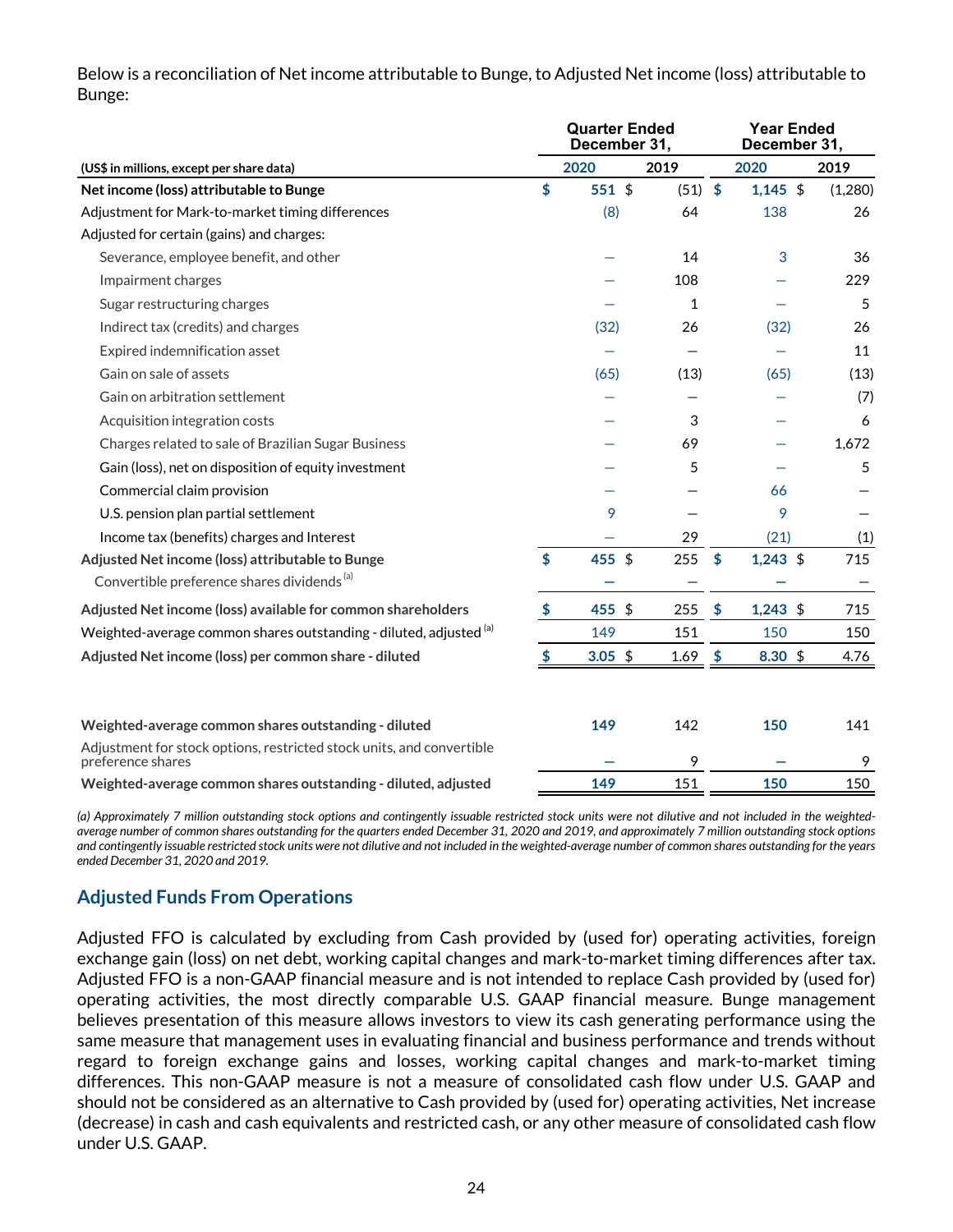Below is a reconciliation of Net income attributable to Bunge, to Adjusted Net income (loss) attributable to Bunge:

| | Quarter Ended December 31, | | Year Ended December 31, | |
|---|---|---|---|---|
| (US$ in millions, except per share data) | 2020 | 2019 | 2020 | 2019 |
| **Net income (loss) attributable to Bunge** | **$ 551** | $ (51) | **$ 1,145** | $ (1,280) |
| Adjustment for Mark-to-market timing differences | (8) | 64 | 138 | 26 |
| Adjusted for certain (gains) and charges: | | | | |
| Severance, employee benefit, and other | — | 14 | 3 | 36 |
| Impairment charges | — | 108 | — | 229 |
| Sugar restructuring charges | — | 1 | — | 5 |
| Indirect tax (credits) and charges | (32) | 26 | (32) | 26 |
| Expired indemnification asset | — | — | — | 11 |
| Gain on sale of assets | (65) | (13) | (65) | (13) |
| Gain on arbitration settlement | — | — | — | (7) |
| Acquisition integration costs | — | 3 | — | 6 |
| Charges related to sale of Brazilian Sugar Business | — | 69 | — | 1,672 |
| Gain (loss), net on disposition of equity investment | — | 5 | — | 5 |
| Commercial claim provision | — | — | 66 | — |
| U.S. pension plan partial settlement | 9 | — | 9 | — |
| Income tax (benefits) charges and Interest | — | 29 | (21) | (1) |
| **Adjusted Net income (loss) attributable to Bunge** | **$ 455** | $ 255 | **$ 1,243** | $ 715 |
| Convertible preference shares dividends [(a)] | — | — | — | — |
| **Adjusted Net income (loss) available for common shareholders** | **$ 455** | $ 255 | **$ 1,243** | $ 715 |
| Weighted-average common shares outstanding - diluted, adjusted [(a)] | 149 | 151 | 150 | 150 |
| **Adjusted Net income (loss) per common share - diluted** | **$ 3.05** | $ 1.69 | **$ 8.30** | $ 4.76 |
| | | | | |
| **Weighted-average common shares outstanding - diluted** | **149** | 142 | **150** | 141 |
| Adjustment for stock options, restricted stock units, and convertible preference shares | — | 9 | — | 9 |
| **Weighted-average common shares outstanding - diluted, adjusted** | **149** | 151 | **150** | 150 |

*(a) Approximately 7 million outstanding stock options and contingently issuable restricted stock units were not dilutive and not included in the weighted-average number of common shares outstanding for the quarters ended December 31, 2020 and 2019, and approximately 7 million outstanding stock options and contingently issuable restricted stock units were not dilutive and not included in the weighted-average number of common shares outstanding for the years ended December 31, 2020 and 2019.*

## Adjusted Funds From Operations

Adjusted FFO is calculated by excluding from Cash provided by (used for) operating activities, foreign exchange gain (loss) on net debt, working capital changes and mark-to-market timing differences after tax. Adjusted FFO is a non-GAAP financial measure and is not intended to replace Cash provided by (used for) operating activities, the most directly comparable U.S. GAAP financial measure. Bunge management believes presentation of this measure allows investors to view its cash generating performance using the same measure that management uses in evaluating financial and business performance and trends without regard to foreign exchange gains and losses, working capital changes and mark-to-market timing differences. This non-GAAP measure is not a measure of consolidated cash flow under U.S. GAAP and should not be considered as an alternative to Cash provided by (used for) operating activities, Net increase (decrease) in cash and cash equivalents and restricted cash, or any other measure of consolidated cash flow under U.S. GAAP.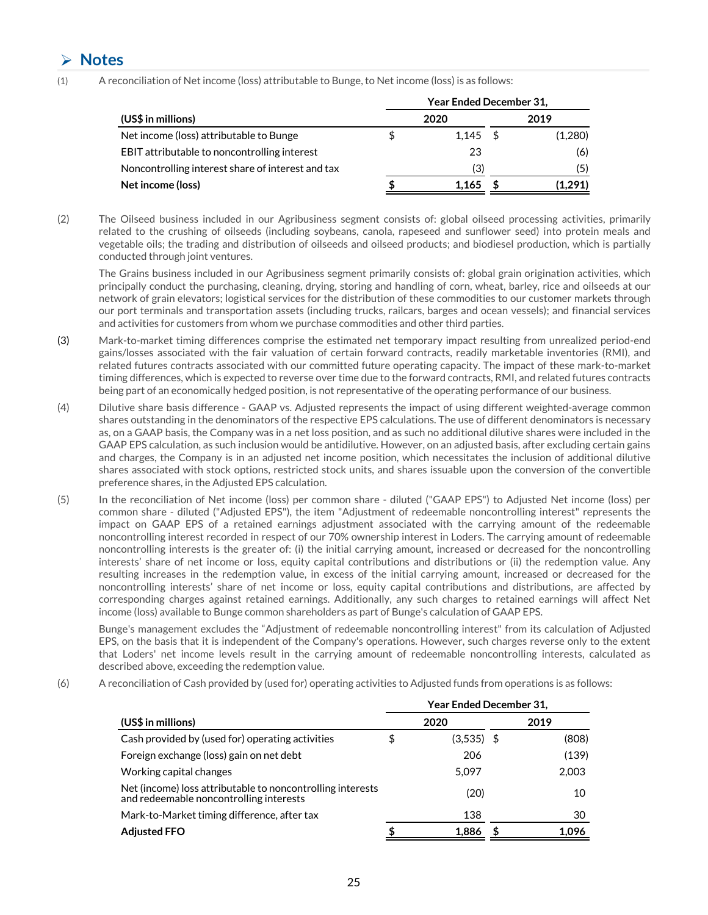## ➢ Notes

(1) A reconciliation of Net income (loss) attributable to Bunge, to Net income (loss) is as follows:

| | Year Ended December 31, | |
|---|---|---|
| **(US$ in millions)** | **2020** | **2019** |
| Net income (loss) attributable to Bunge | $ 1,145 | $ (1,280) |
| EBIT attributable to noncontrolling interest | 23 | (6) |
| Noncontrolling interest share of interest and tax | (3) | (5) |
| **Net income (loss)** | **$ 1,165** | **$ (1,291)** |

(2) The Oilseed business included in our Agribusiness segment consists of: global oilseed processing activities, primarily related to the crushing of oilseeds (including soybeans, canola, rapeseed and sunflower seed) into protein meals and vegetable oils; the trading and distribution of oilseeds and oilseed products; and biodiesel production, which is partially conducted through joint ventures.

The Grains business included in our Agribusiness segment primarily consists of: global grain origination activities, which principally conduct the purchasing, cleaning, drying, storing and handling of corn, wheat, barley, rice and oilseeds at our network of grain elevators; logistical services for the distribution of these commodities to our customer markets through our port terminals and transportation assets (including trucks, railcars, barges and ocean vessels); and financial services and activities for customers from whom we purchase commodities and other third parties.

(3) Mark-to-market timing differences comprise the estimated net temporary impact resulting from unrealized period-end gains/losses associated with the fair valuation of certain forward contracts, readily marketable inventories (RMI), and related futures contracts associated with our committed future operating capacity. The impact of these mark-to-market timing differences, which is expected to reverse over time due to the forward contracts, RMI, and related futures contracts being part of an economically hedged position, is not representative of the operating performance of our business.

(4) Dilutive share basis difference - GAAP vs. Adjusted represents the impact of using different weighted-average common shares outstanding in the denominators of the respective EPS calculations. The use of different denominators is necessary as, on a GAAP basis, the Company was in a net loss position, and as such no additional dilutive shares were included in the GAAP EPS calculation, as such inclusion would be antidilutive. However, on an adjusted basis, after excluding certain gains and charges, the Company is in an adjusted net income position, which necessitates the inclusion of additional dilutive shares associated with stock options, restricted stock units, and shares issuable upon the conversion of the convertible preference shares, in the Adjusted EPS calculation.

(5) In the reconciliation of Net income (loss) per common share - diluted ("GAAP EPS") to Adjusted Net income (loss) per common share - diluted ("Adjusted EPS"), the item "Adjustment of redeemable noncontrolling interest" represents the impact on GAAP EPS of a retained earnings adjustment associated with the carrying amount of the redeemable noncontrolling interest recorded in respect of our 70% ownership interest in Loders. The carrying amount of redeemable noncontrolling interests is the greater of: (i) the initial carrying amount, increased or decreased for the noncontrolling interests' share of net income or loss, equity capital contributions and distributions or (ii) the redemption value. Any resulting increases in the redemption value, in excess of the initial carrying amount, increased or decreased for the noncontrolling interests' share of net income or loss, equity capital contributions and distributions, are affected by corresponding charges against retained earnings. Additionally, any such charges to retained earnings will affect Net income (loss) available to Bunge common shareholders as part of Bunge's calculation of GAAP EPS.

Bunge's management excludes the "Adjustment of redeemable noncontrolling interest" from its calculation of Adjusted EPS, on the basis that it is independent of the Company's operations. However, such charges reverse only to the extent that Loders' net income levels result in the carrying amount of redeemable noncontrolling interests, calculated as described above, exceeding the redemption value.

(6) A reconciliation of Cash provided by (used for) operating activities to Adjusted funds from operations is as follows:

| | Year Ended December 31, | |
|---|---|---|
| **(US$ in millions)** | **2020** | **2019** |
| Cash provided by (used for) operating activities | $ (3,535) | $ (808) |
| Foreign exchange (loss) gain on net debt | 206 | (139) |
| Working capital changes | 5,097 | 2,003 |
| Net (income) loss attributable to noncontrolling interests and redeemable noncontrolling interests | (20) | 10 |
| Mark-to-Market timing difference, after tax | 138 | 30 |
| **Adjusted FFO** | **$ 1,886** | **$ 1,096** |